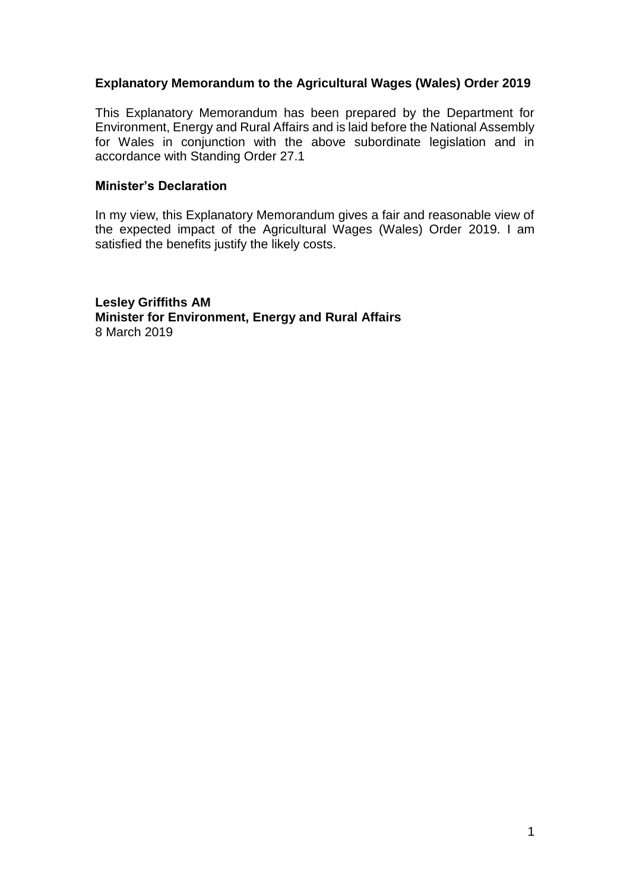# Explanatory Memorandum to the Agricultural Wages (Wales) Order 2019

This Explanatory Memorandum has been prepared by the Department for Environment, Energy and Rural Affairs and is laid before the National Assembly for Wales in conjunction with the above subordinate legislation and in accordance with Standing Order 27.1

## Minister's Declaration

In my view, this Explanatory Memorandum gives a fair and reasonable view of the expected impact of the Agricultural Wages (Wales) Order 2019. I am satisfied the benefits justify the likely costs.

**Lesley Griffiths AM**
**Minister for Environment, Energy and Rural Affairs**
8 March 2019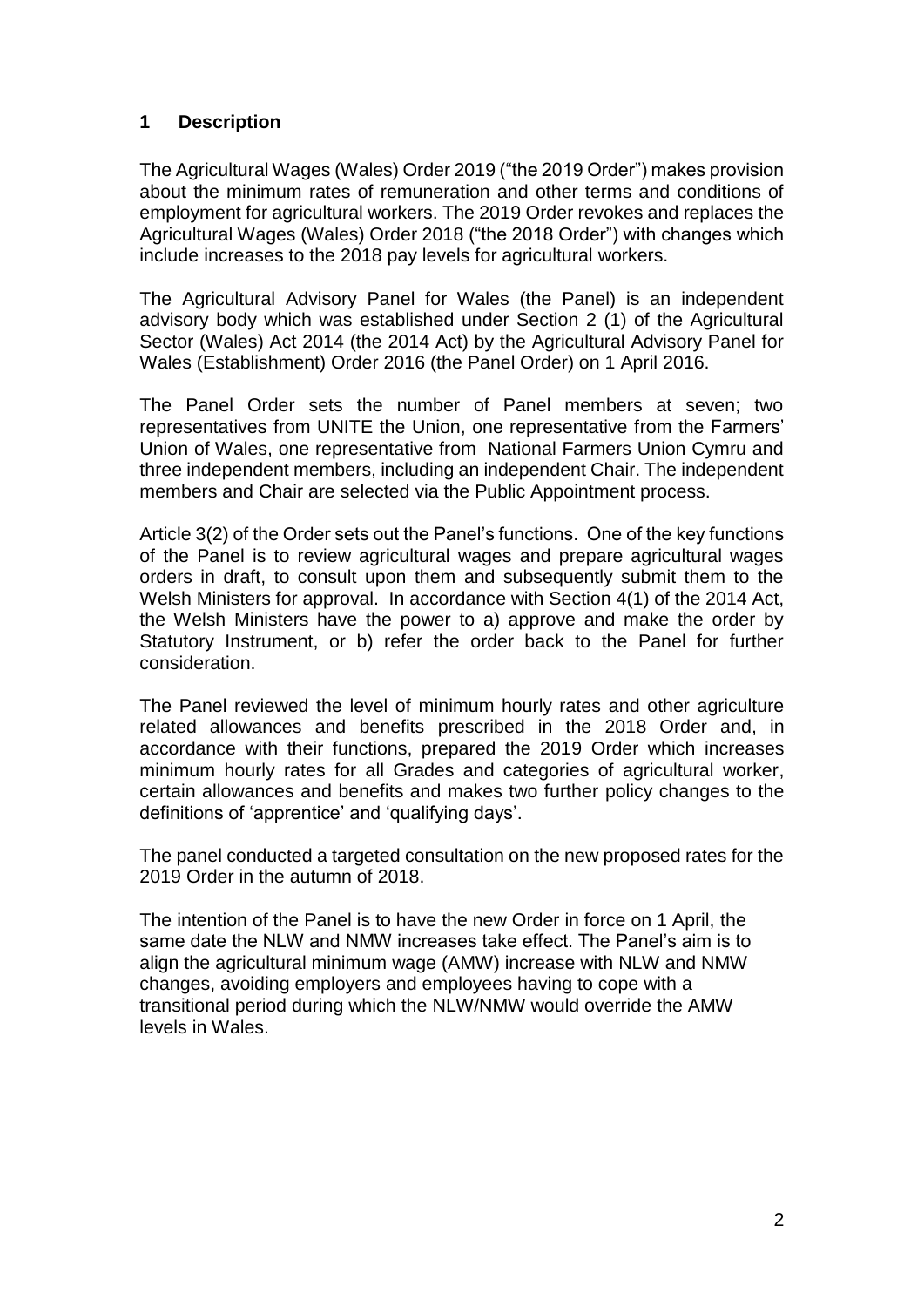## 1 Description

The Agricultural Wages (Wales) Order 2019 ("the 2019 Order") makes provision about the minimum rates of remuneration and other terms and conditions of employment for agricultural workers. The 2019 Order revokes and replaces the Agricultural Wages (Wales) Order 2018 ("the 2018 Order") with changes which include increases to the 2018 pay levels for agricultural workers.

The Agricultural Advisory Panel for Wales (the Panel) is an independent advisory body which was established under Section 2 (1) of the Agricultural Sector (Wales) Act 2014 (the 2014 Act) by the Agricultural Advisory Panel for Wales (Establishment) Order 2016 (the Panel Order) on 1 April 2016.

The Panel Order sets the number of Panel members at seven; two representatives from UNITE the Union, one representative from the Farmers' Union of Wales, one representative from National Farmers Union Cymru and three independent members, including an independent Chair. The independent members and Chair are selected via the Public Appointment process.

Article 3(2) of the Order sets out the Panel's functions. One of the key functions of the Panel is to review agricultural wages and prepare agricultural wages orders in draft, to consult upon them and subsequently submit them to the Welsh Ministers for approval. In accordance with Section 4(1) of the 2014 Act, the Welsh Ministers have the power to a) approve and make the order by Statutory Instrument, or b) refer the order back to the Panel for further consideration.

The Panel reviewed the level of minimum hourly rates and other agriculture related allowances and benefits prescribed in the 2018 Order and, in accordance with their functions, prepared the 2019 Order which increases minimum hourly rates for all Grades and categories of agricultural worker, certain allowances and benefits and makes two further policy changes to the definitions of 'apprentice' and 'qualifying days'.

The panel conducted a targeted consultation on the new proposed rates for the 2019 Order in the autumn of 2018.

The intention of the Panel is to have the new Order in force on 1 April, the same date the NLW and NMW increases take effect. The Panel's aim is to align the agricultural minimum wage (AMW) increase with NLW and NMW changes, avoiding employers and employees having to cope with a transitional period during which the NLW/NMW would override the AMW levels in Wales.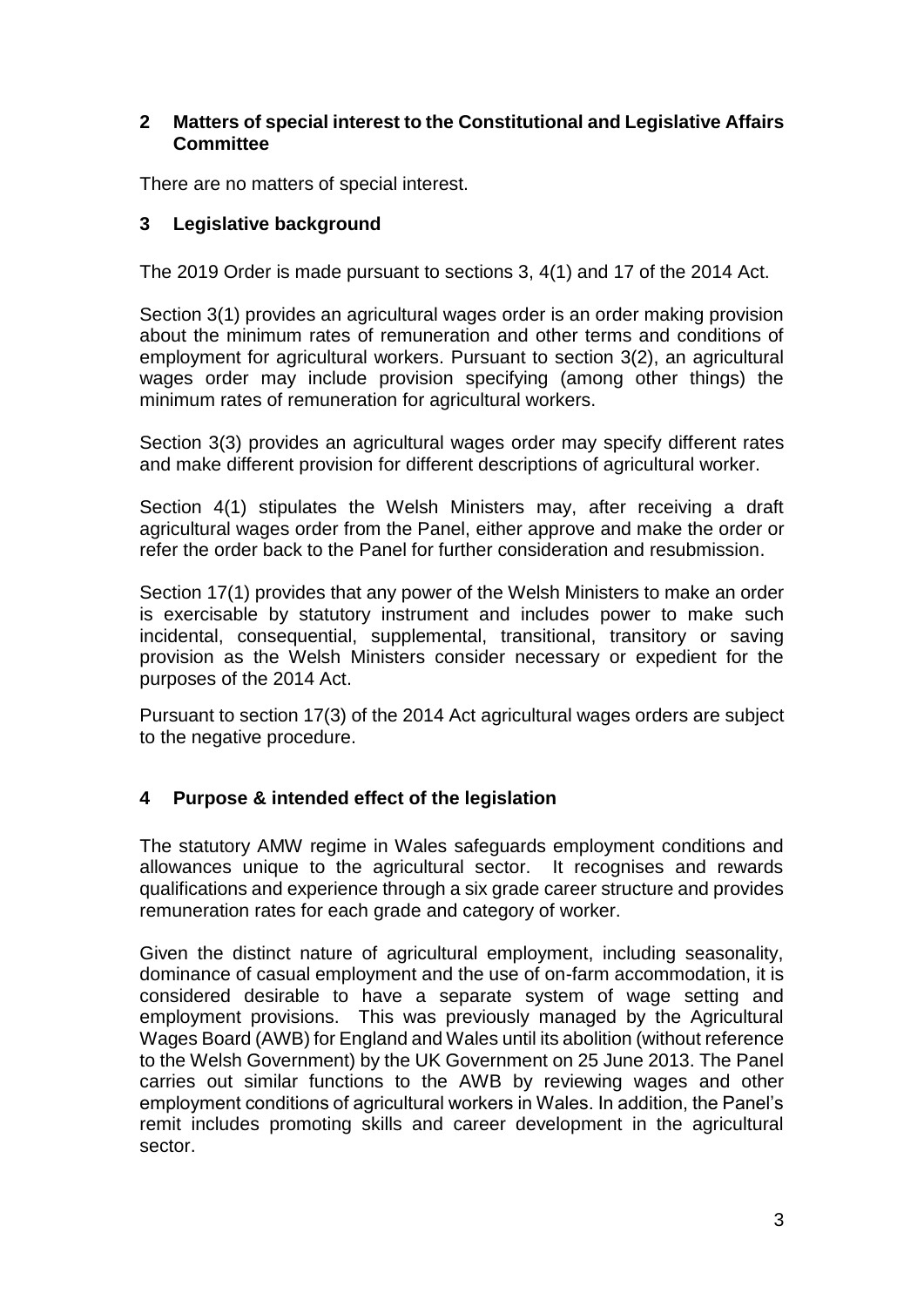## 2 Matters of special interest to the Constitutional and Legislative Affairs Committee

There are no matters of special interest.

## 3 Legislative background

The 2019 Order is made pursuant to sections 3, 4(1) and 17 of the 2014 Act.

Section 3(1) provides an agricultural wages order is an order making provision about the minimum rates of remuneration and other terms and conditions of employment for agricultural workers. Pursuant to section 3(2), an agricultural wages order may include provision specifying (among other things) the minimum rates of remuneration for agricultural workers.

Section 3(3) provides an agricultural wages order may specify different rates and make different provision for different descriptions of agricultural worker.

Section 4(1) stipulates the Welsh Ministers may, after receiving a draft agricultural wages order from the Panel, either approve and make the order or refer the order back to the Panel for further consideration and resubmission.

Section 17(1) provides that any power of the Welsh Ministers to make an order is exercisable by statutory instrument and includes power to make such incidental, consequential, supplemental, transitional, transitory or saving provision as the Welsh Ministers consider necessary or expedient for the purposes of the 2014 Act.

Pursuant to section 17(3) of the 2014 Act agricultural wages orders are subject to the negative procedure.

## 4 Purpose & intended effect of the legislation

The statutory AMW regime in Wales safeguards employment conditions and allowances unique to the agricultural sector. It recognises and rewards qualifications and experience through a six grade career structure and provides remuneration rates for each grade and category of worker.

Given the distinct nature of agricultural employment, including seasonality, dominance of casual employment and the use of on-farm accommodation, it is considered desirable to have a separate system of wage setting and employment provisions. This was previously managed by the Agricultural Wages Board (AWB) for England and Wales until its abolition (without reference to the Welsh Government) by the UK Government on 25 June 2013. The Panel carries out similar functions to the AWB by reviewing wages and other employment conditions of agricultural workers in Wales. In addition, the Panel's remit includes promoting skills and career development in the agricultural sector.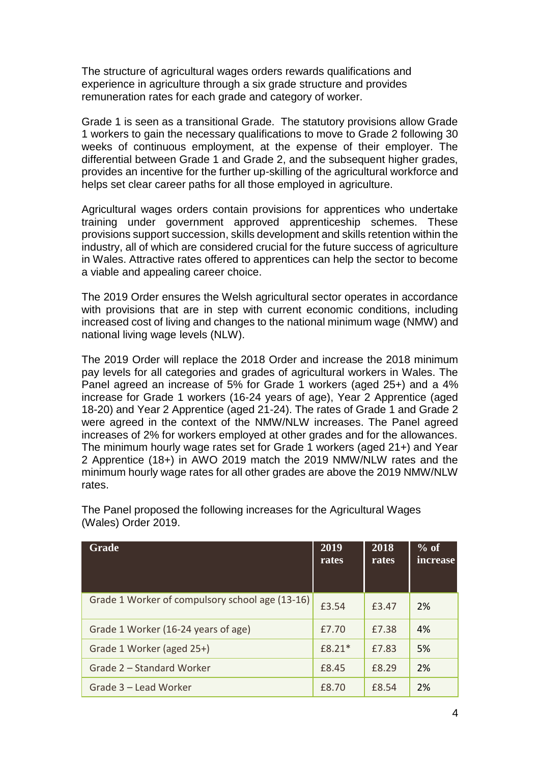The structure of agricultural wages orders rewards qualifications and experience in agriculture through a six grade structure and provides remuneration rates for each grade and category of worker.

Grade 1 is seen as a transitional Grade. The statutory provisions allow Grade 1 workers to gain the necessary qualifications to move to Grade 2 following 30 weeks of continuous employment, at the expense of their employer. The differential between Grade 1 and Grade 2, and the subsequent higher grades, provides an incentive for the further up-skilling of the agricultural workforce and helps set clear career paths for all those employed in agriculture.

Agricultural wages orders contain provisions for apprentices who undertake training under government approved apprenticeship schemes. These provisions support succession, skills development and skills retention within the industry, all of which are considered crucial for the future success of agriculture in Wales. Attractive rates offered to apprentices can help the sector to become a viable and appealing career choice.

The 2019 Order ensures the Welsh agricultural sector operates in accordance with provisions that are in step with current economic conditions, including increased cost of living and changes to the national minimum wage (NMW) and national living wage levels (NLW).

The 2019 Order will replace the 2018 Order and increase the 2018 minimum pay levels for all categories and grades of agricultural workers in Wales. The Panel agreed an increase of 5% for Grade 1 workers (aged 25+) and a 4% increase for Grade 1 workers (16-24 years of age), Year 2 Apprentice (aged 18-20) and Year 2 Apprentice (aged 21-24). The rates of Grade 1 and Grade 2 were agreed in the context of the NMW/NLW increases. The Panel agreed increases of 2% for workers employed at other grades and for the allowances. The minimum hourly wage rates set for Grade 1 workers (aged 21+) and Year 2 Apprentice (18+) in AWO 2019 match the 2019 NMW/NLW rates and the minimum hourly wage rates for all other grades are above the 2019 NMW/NLW rates.

The Panel proposed the following increases for the Agricultural Wages (Wales) Order 2019.

| Grade | 2019 rates | 2018 rates | % of increase |
|---|---|---|---|
| Grade 1 Worker of compulsory school age (13-16) | £3.54 | £3.47 | 2% |
| Grade 1 Worker (16-24 years of age) | £7.70 | £7.38 | 4% |
| Grade 1 Worker (aged 25+) | £8.21* | £7.83 | 5% |
| Grade 2 – Standard Worker | £8.45 | £8.29 | 2% |
| Grade 3 – Lead Worker | £8.70 | £8.54 | 2% |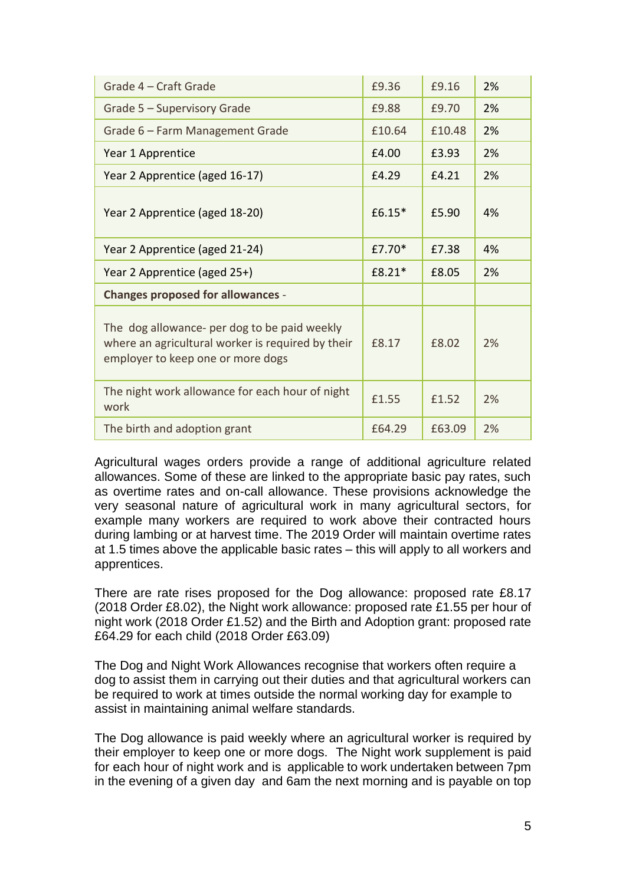| | | | |
|---|---|---|---|
| Grade 4 – Craft Grade | £9.36 | £9.16 | 2% |
| Grade 5 – Supervisory Grade | £9.88 | £9.70 | 2% |
| Grade 6 – Farm Management Grade | £10.64 | £10.48 | 2% |
| Year 1 Apprentice | £4.00 | £3.93 | 2% |
| Year 2 Apprentice (aged 16-17) | £4.29 | £4.21 | 2% |
| Year 2 Apprentice (aged 18-20) | £6.15* | £5.90 | 4% |
| Year 2 Apprentice (aged 21-24) | £7.70* | £7.38 | 4% |
| Year 2 Apprentice (aged 25+) | £8.21* | £8.05 | 2% |
| **Changes proposed for allowances** - | | | |
| The dog allowance- per dog to be paid weekly where an agricultural worker is required by their employer to keep one or more dogs | £8.17 | £8.02 | 2% |
| The night work allowance for each hour of night work | £1.55 | £1.52 | 2% |
| The birth and adoption grant | £64.29 | £63.09 | 2% |

Agricultural wages orders provide a range of additional agriculture related allowances. Some of these are linked to the appropriate basic pay rates, such as overtime rates and on-call allowance. These provisions acknowledge the very seasonal nature of agricultural work in many agricultural sectors, for example many workers are required to work above their contracted hours during lambing or at harvest time. The 2019 Order will maintain overtime rates at 1.5 times above the applicable basic rates – this will apply to all workers and apprentices.

There are rate rises proposed for the Dog allowance: proposed rate £8.17 (2018 Order £8.02), the Night work allowance: proposed rate £1.55 per hour of night work (2018 Order £1.52) and the Birth and Adoption grant: proposed rate £64.29 for each child (2018 Order £63.09)

The Dog and Night Work Allowances recognise that workers often require a dog to assist them in carrying out their duties and that agricultural workers can be required to work at times outside the normal working day for example to assist in maintaining animal welfare standards.

The Dog allowance is paid weekly where an agricultural worker is required by their employer to keep one or more dogs. The Night work supplement is paid for each hour of night work and is applicable to work undertaken between 7pm in the evening of a given day and 6am the next morning and is payable on top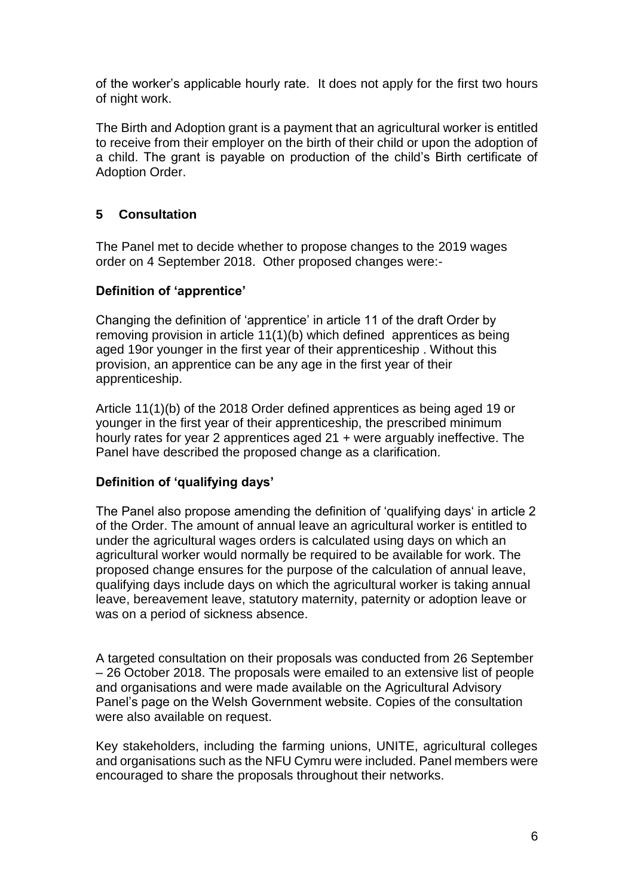of the worker's applicable hourly rate. It does not apply for the first two hours of night work.

The Birth and Adoption grant is a payment that an agricultural worker is entitled to receive from their employer on the birth of their child or upon the adoption of a child. The grant is payable on production of the child's Birth certificate of Adoption Order.

## 5 Consultation

The Panel met to decide whether to propose changes to the 2019 wages order on 4 September 2018. Other proposed changes were:-

### Definition of 'apprentice'

Changing the definition of 'apprentice' in article 11 of the draft Order by removing provision in article 11(1)(b) which defined apprentices as being aged 19or younger in the first year of their apprenticeship . Without this provision, an apprentice can be any age in the first year of their apprenticeship.

Article 11(1)(b) of the 2018 Order defined apprentices as being aged 19 or younger in the first year of their apprenticeship, the prescribed minimum hourly rates for year 2 apprentices aged 21 + were arguably ineffective. The Panel have described the proposed change as a clarification.

### Definition of 'qualifying days'

The Panel also propose amending the definition of 'qualifying days' in article 2 of the Order. The amount of annual leave an agricultural worker is entitled to under the agricultural wages orders is calculated using days on which an agricultural worker would normally be required to be available for work. The proposed change ensures for the purpose of the calculation of annual leave, qualifying days include days on which the agricultural worker is taking annual leave, bereavement leave, statutory maternity, paternity or adoption leave or was on a period of sickness absence.

A targeted consultation on their proposals was conducted from 26 September – 26 October 2018. The proposals were emailed to an extensive list of people and organisations and were made available on the Agricultural Advisory Panel's page on the Welsh Government website. Copies of the consultation were also available on request.

Key stakeholders, including the farming unions, UNITE, agricultural colleges and organisations such as the NFU Cymru were included. Panel members were encouraged to share the proposals throughout their networks.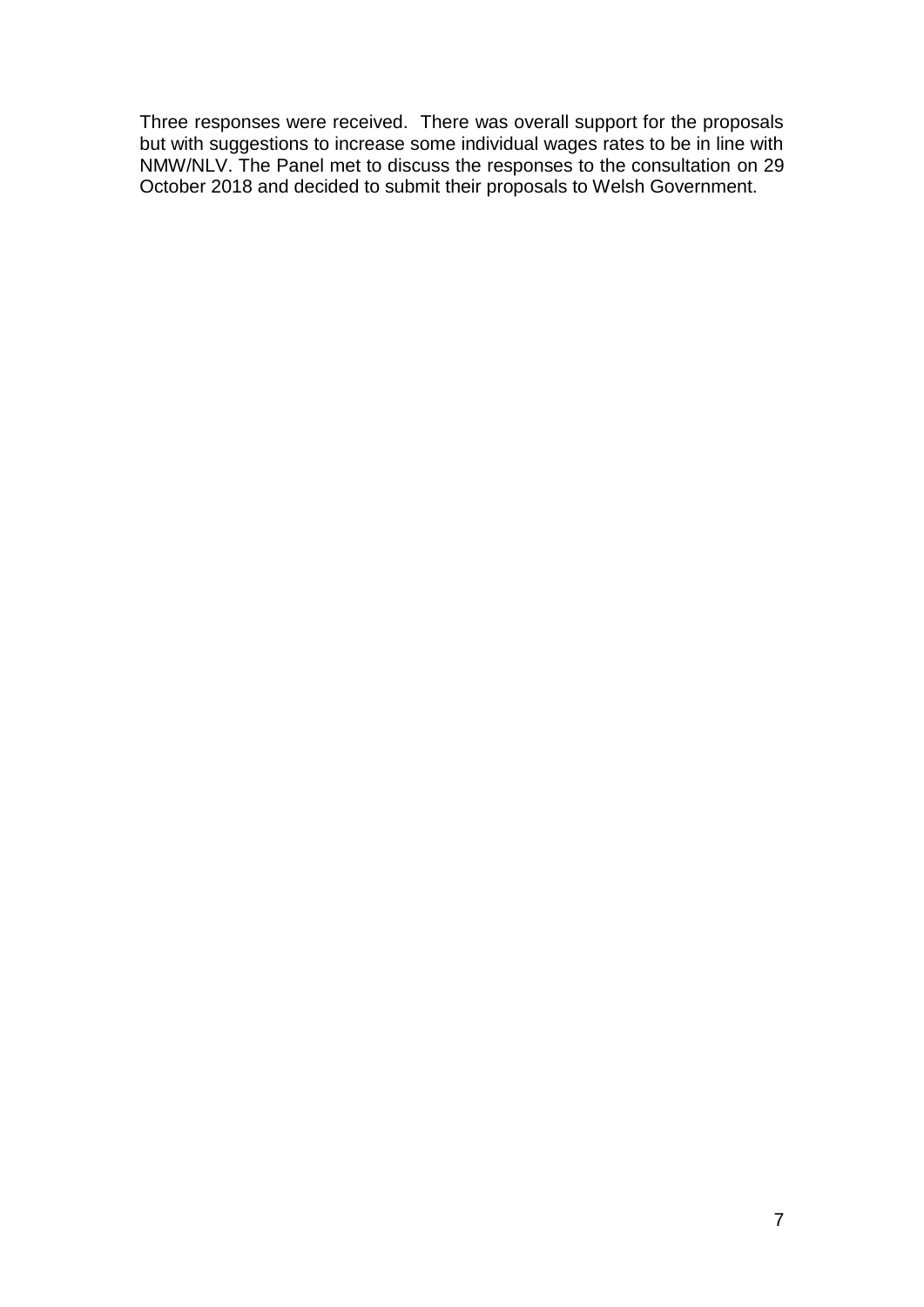Three responses were received. There was overall support for the proposals but with suggestions to increase some individual wages rates to be in line with NMW/NLV. The Panel met to discuss the responses to the consultation on 29 October 2018 and decided to submit their proposals to Welsh Government.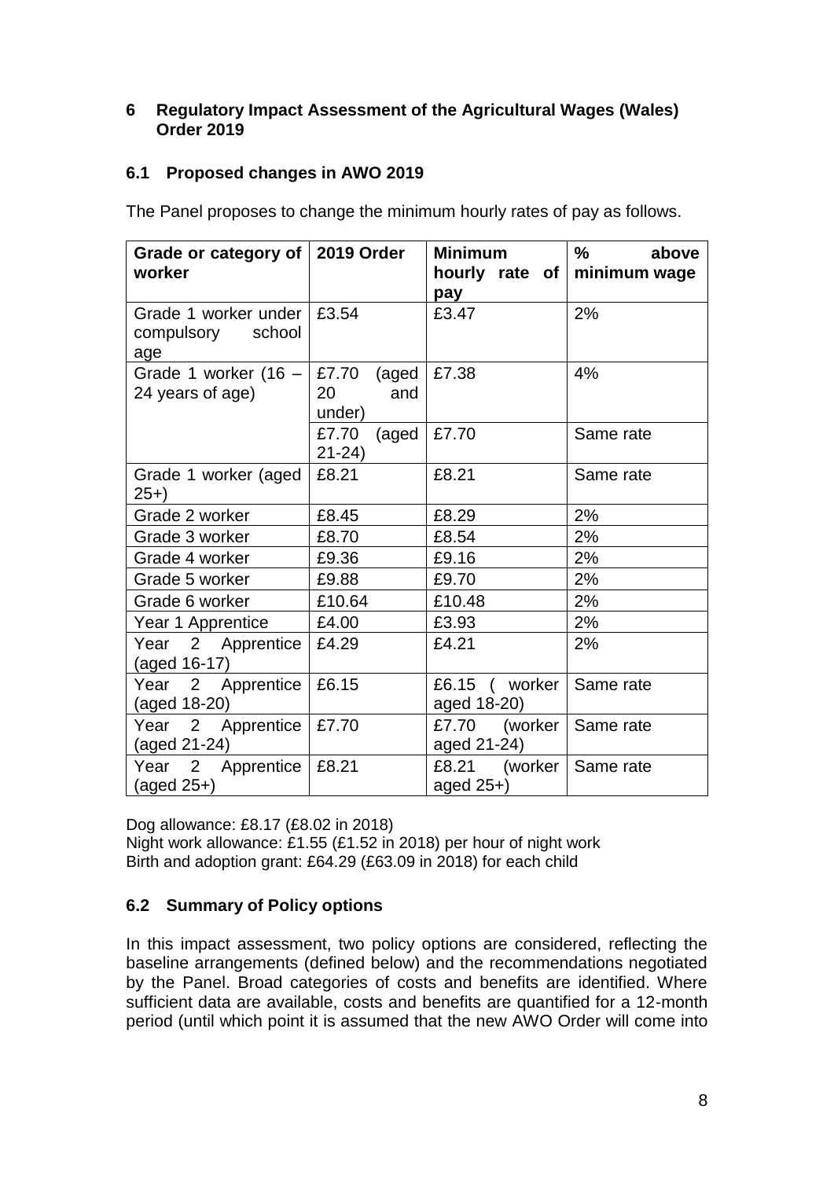## 6 Regulatory Impact Assessment of the Agricultural Wages (Wales) Order 2019

### 6.1 Proposed changes in AWO 2019

The Panel proposes to change the minimum hourly rates of pay as follows.

| Grade or category of worker | 2019 Order | Minimum hourly rate of pay | % above minimum wage |
|---|---|---|---|
| Grade 1 worker under compulsory school age | £3.54 | £3.47 | 2% |
| Grade 1 worker (16 – 24 years of age) | £7.70 (aged 20 and under) | £7.38 | 4% |
| | £7.70 (aged 21-24) | £7.70 | Same rate |
| Grade 1 worker (aged 25+) | £8.21 | £8.21 | Same rate |
| Grade 2 worker | £8.45 | £8.29 | 2% |
| Grade 3 worker | £8.70 | £8.54 | 2% |
| Grade 4 worker | £9.36 | £9.16 | 2% |
| Grade 5 worker | £9.88 | £9.70 | 2% |
| Grade 6 worker | £10.64 | £10.48 | 2% |
| Year 1 Apprentice | £4.00 | £3.93 | 2% |
| Year 2 Apprentice (aged 16-17) | £4.29 | £4.21 | 2% |
| Year 2 Apprentice (aged 18-20) | £6.15 | £6.15 ( worker aged 18-20) | Same rate |
| Year 2 Apprentice (aged 21-24) | £7.70 | £7.70 (worker aged 21-24) | Same rate |
| Year 2 Apprentice (aged 25+) | £8.21 | £8.21 (worker aged 25+) | Same rate |

Dog allowance: £8.17 (£8.02 in 2018)
Night work allowance: £1.55 (£1.52 in 2018) per hour of night work
Birth and adoption grant: £64.29 (£63.09 in 2018) for each child

### 6.2 Summary of Policy options

In this impact assessment, two policy options are considered, reflecting the baseline arrangements (defined below) and the recommendations negotiated by the Panel. Broad categories of costs and benefits are identified. Where sufficient data are available, costs and benefits are quantified for a 12-month period (until which point it is assumed that the new AWO Order will come into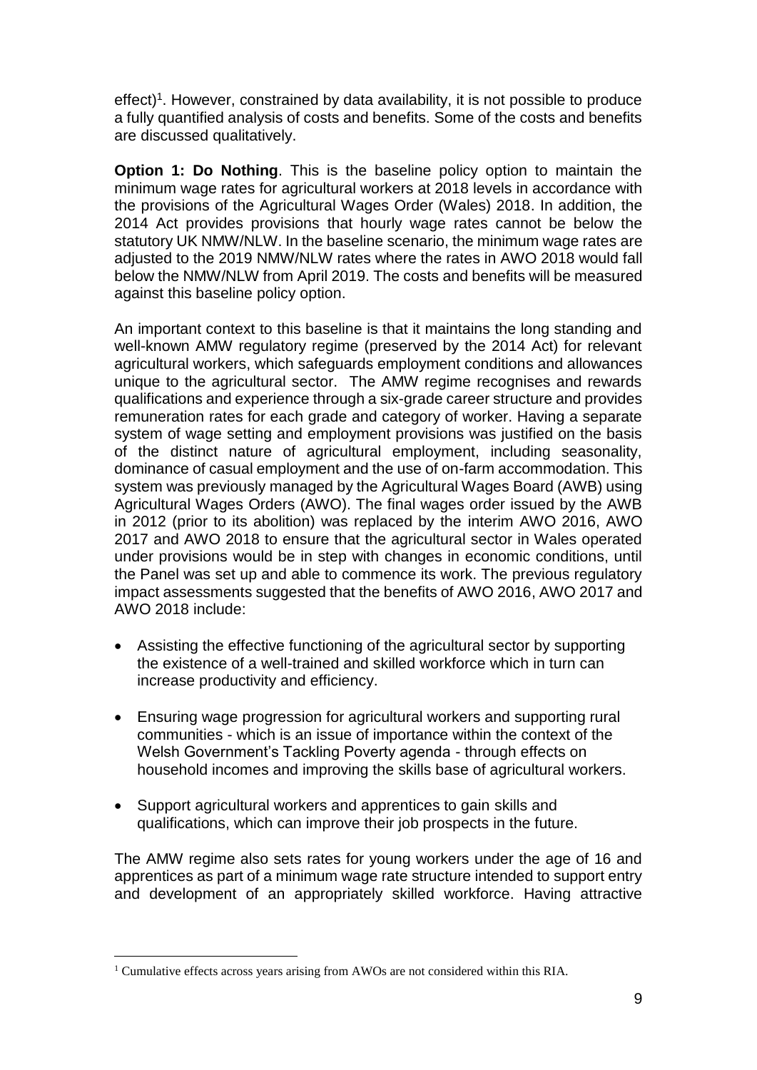effect)[1]. However, constrained by data availability, it is not possible to produce a fully quantified analysis of costs and benefits. Some of the costs and benefits are discussed qualitatively.

**Option 1: Do Nothing**. This is the baseline policy option to maintain the minimum wage rates for agricultural workers at 2018 levels in accordance with the provisions of the Agricultural Wages Order (Wales) 2018. In addition, the 2014 Act provides provisions that hourly wage rates cannot be below the statutory UK NMW/NLW. In the baseline scenario, the minimum wage rates are adjusted to the 2019 NMW/NLW rates where the rates in AWO 2018 would fall below the NMW/NLW from April 2019. The costs and benefits will be measured against this baseline policy option.

An important context to this baseline is that it maintains the long standing and well-known AMW regulatory regime (preserved by the 2014 Act) for relevant agricultural workers, which safeguards employment conditions and allowances unique to the agricultural sector. The AMW regime recognises and rewards qualifications and experience through a six-grade career structure and provides remuneration rates for each grade and category of worker. Having a separate system of wage setting and employment provisions was justified on the basis of the distinct nature of agricultural employment, including seasonality, dominance of casual employment and the use of on-farm accommodation. This system was previously managed by the Agricultural Wages Board (AWB) using Agricultural Wages Orders (AWO). The final wages order issued by the AWB in 2012 (prior to its abolition) was replaced by the interim AWO 2016, AWO 2017 and AWO 2018 to ensure that the agricultural sector in Wales operated under provisions would be in step with changes in economic conditions, until the Panel was set up and able to commence its work. The previous regulatory impact assessments suggested that the benefits of AWO 2016, AWO 2017 and AWO 2018 include:

- Assisting the effective functioning of the agricultural sector by supporting the existence of a well-trained and skilled workforce which in turn can increase productivity and efficiency.
- Ensuring wage progression for agricultural workers and supporting rural communities - which is an issue of importance within the context of the Welsh Government's Tackling Poverty agenda - through effects on household incomes and improving the skills base of agricultural workers.
- Support agricultural workers and apprentices to gain skills and qualifications, which can improve their job prospects in the future.

The AMW regime also sets rates for young workers under the age of 16 and apprentices as part of a minimum wage rate structure intended to support entry and development of an appropriately skilled workforce. Having attractive

[1] Cumulative effects across years arising from AWOs are not considered within this RIA.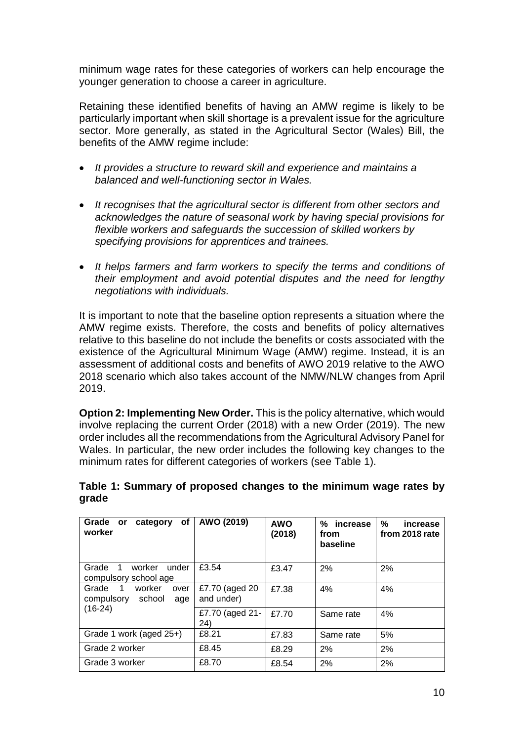minimum wage rates for these categories of workers can help encourage the younger generation to choose a career in agriculture.

Retaining these identified benefits of having an AMW regime is likely to be particularly important when skill shortage is a prevalent issue for the agriculture sector. More generally, as stated in the Agricultural Sector (Wales) Bill, the benefits of the AMW regime include:

- *It provides a structure to reward skill and experience and maintains a balanced and well-functioning sector in Wales.*
- *It recognises that the agricultural sector is different from other sectors and acknowledges the nature of seasonal work by having special provisions for flexible workers and safeguards the succession of skilled workers by specifying provisions for apprentices and trainees.*
- *It helps farmers and farm workers to specify the terms and conditions of their employment and avoid potential disputes and the need for lengthy negotiations with individuals.*

It is important to note that the baseline option represents a situation where the AMW regime exists. Therefore, the costs and benefits of policy alternatives relative to this baseline do not include the benefits or costs associated with the existence of the Agricultural Minimum Wage (AMW) regime. Instead, it is an assessment of additional costs and benefits of AWO 2019 relative to the AWO 2018 scenario which also takes account of the NMW/NLW changes from April 2019.

**Option 2: Implementing New Order.** This is the policy alternative, which would involve replacing the current Order (2018) with a new Order (2019). The new order includes all the recommendations from the Agricultural Advisory Panel for Wales. In particular, the new order includes the following key changes to the minimum rates for different categories of workers (see Table 1).

**Table 1: Summary of proposed changes to the minimum wage rates by grade**

| Grade or category of worker | AWO (2019) | AWO (2018) | % increase from baseline | % increase from 2018 rate |
|---|---|---|---|---|
| Grade 1 worker under compulsory school age | £3.54 | £3.47 | 2% | 2% |
| Grade 1 worker over compulsory school age (16-24) | £7.70 (aged 20 and under) | £7.38 | 4% | 4% |
| | £7.70 (aged 21-24) | £7.70 | Same rate | 4% |
| Grade 1 work (aged 25+) | £8.21 | £7.83 | Same rate | 5% |
| Grade 2 worker | £8.45 | £8.29 | 2% | 2% |
| Grade 3 worker | £8.70 | £8.54 | 2% | 2% |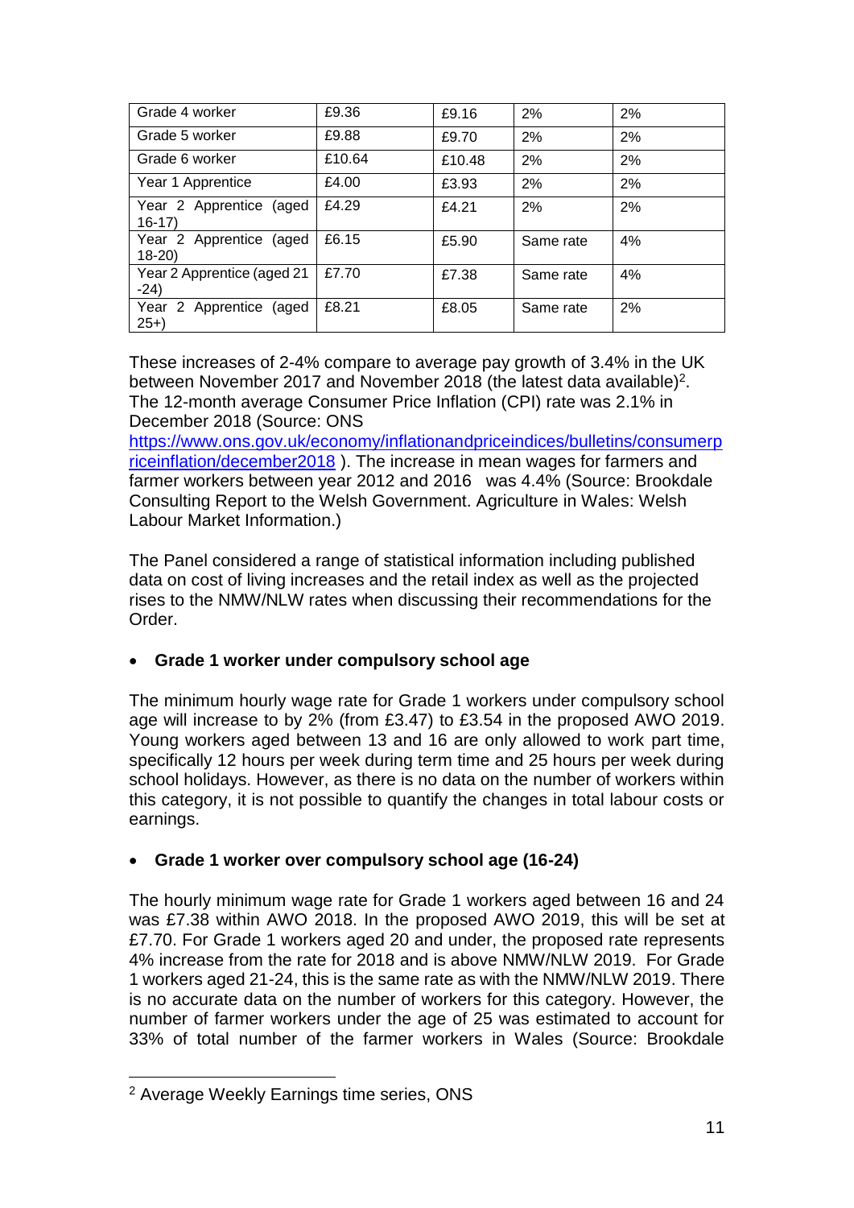| Grade 4 worker | £9.36 | £9.16 | 2% | 2% |
|---|---|---|---|---|
| Grade 5 worker | £9.88 | £9.70 | 2% | 2% |
| Grade 6 worker | £10.64 | £10.48 | 2% | 2% |
| Year 1 Apprentice | £4.00 | £3.93 | 2% | 2% |
| Year 2 Apprentice (aged 16-17) | £4.29 | £4.21 | 2% | 2% |
| Year 2 Apprentice (aged 18-20) | £6.15 | £5.90 | Same rate | 4% |
| Year 2 Apprentice (aged 21 -24) | £7.70 | £7.38 | Same rate | 4% |
| Year 2 Apprentice (aged 25+) | £8.21 | £8.05 | Same rate | 2% |

These increases of 2-4% compare to average pay growth of 3.4% in the UK between November 2017 and November 2018 (the latest data available)[2]. The 12-month average Consumer Price Inflation (CPI) rate was 2.1% in December 2018 (Source: ONS https://www.ons.gov.uk/economy/inflationandpriceindices/bulletins/consumerpriceinflation/december2018 ). The increase in mean wages for farmers and farmer workers between year 2012 and 2016 was 4.4% (Source: Brookdale Consulting Report to the Welsh Government. Agriculture in Wales: Welsh Labour Market Information.)

The Panel considered a range of statistical information including published data on cost of living increases and the retail index as well as the projected rises to the NMW/NLW rates when discussing their recommendations for the Order.

- **Grade 1 worker under compulsory school age**

The minimum hourly wage rate for Grade 1 workers under compulsory school age will increase to by 2% (from £3.47) to £3.54 in the proposed AWO 2019. Young workers aged between 13 and 16 are only allowed to work part time, specifically 12 hours per week during term time and 25 hours per week during school holidays. However, as there is no data on the number of workers within this category, it is not possible to quantify the changes in total labour costs or earnings.

- **Grade 1 worker over compulsory school age (16-24)**

The hourly minimum wage rate for Grade 1 workers aged between 16 and 24 was £7.38 within AWO 2018. In the proposed AWO 2019, this will be set at £7.70. For Grade 1 workers aged 20 and under, the proposed rate represents 4% increase from the rate for 2018 and is above NMW/NLW 2019. For Grade 1 workers aged 21-24, this is the same rate as with the NMW/NLW 2019. There is no accurate data on the number of workers for this category. However, the number of farmer workers under the age of 25 was estimated to account for 33% of total number of the farmer workers in Wales (Source: Brookdale

[2] Average Weekly Earnings time series, ONS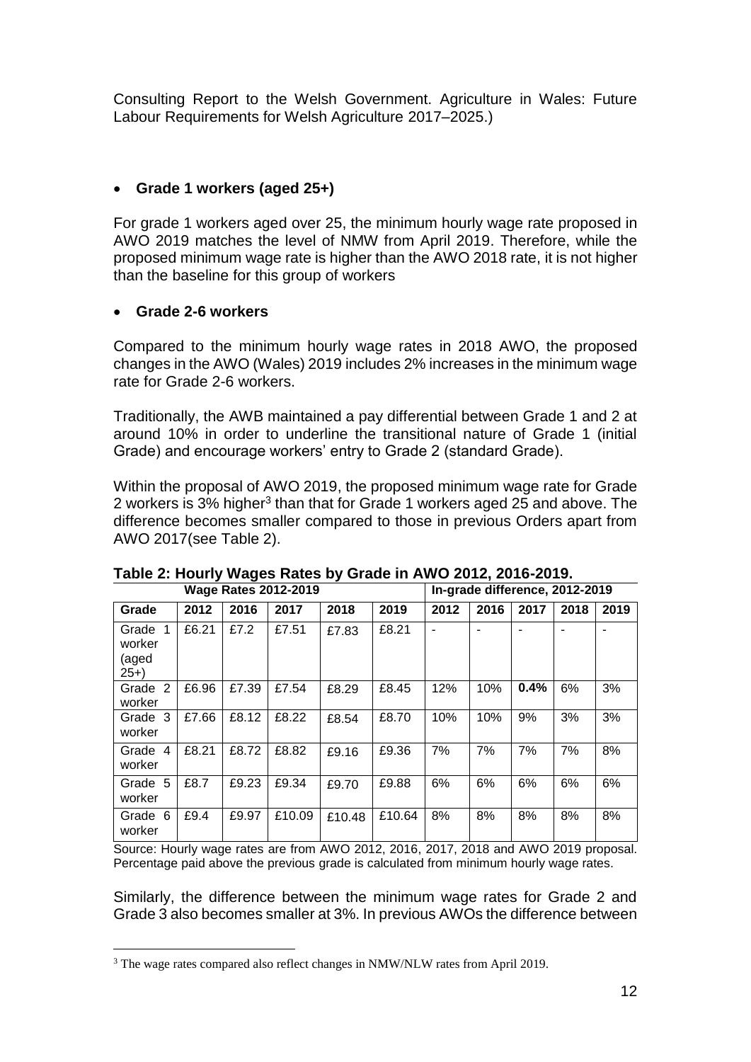Consulting Report to the Welsh Government. Agriculture in Wales: Future Labour Requirements for Welsh Agriculture 2017–2025.)

- **Grade 1 workers (aged 25+)**

For grade 1 workers aged over 25, the minimum hourly wage rate proposed in AWO 2019 matches the level of NMW from April 2019. Therefore, while the proposed minimum wage rate is higher than the AWO 2018 rate, it is not higher than the baseline for this group of workers

- **Grade 2-6 workers**

Compared to the minimum hourly wage rates in 2018 AWO, the proposed changes in the AWO (Wales) 2019 includes 2% increases in the minimum wage rate for Grade 2-6 workers.

Traditionally, the AWB maintained a pay differential between Grade 1 and 2 at around 10% in order to underline the transitional nature of Grade 1 (initial Grade) and encourage workers' entry to Grade 2 (standard Grade).

Within the proposal of AWO 2019, the proposed minimum wage rate for Grade 2 workers is 3% higher[3] than that for Grade 1 workers aged 25 and above. The difference becomes smaller compared to those in previous Orders apart from AWO 2017(see Table 2).

**Table 2: Hourly Wages Rates by Grade in AWO 2012, 2016-2019.**

| | Wage Rates 2012-2019 | | | | | In-grade difference, 2012-2019 | | | | |
|---|---|---|---|---|---|---|---|---|---|---|
| **Grade** | **2012** | **2016** | **2017** | **2018** | **2019** | **2012** | **2016** | **2017** | **2018** | **2019** |
| Grade 1 worker (aged 25+) | £6.21 | £7.2 | £7.51 | £7.83 | £8.21 | - | - | - | - | - |
| Grade 2 worker | £6.96 | £7.39 | £7.54 | £8.29 | £8.45 | 12% | 10% | **0.4%** | 6% | 3% |
| Grade 3 worker | £7.66 | £8.12 | £8.22 | £8.54 | £8.70 | 10% | 10% | 9% | 3% | 3% |
| Grade 4 worker | £8.21 | £8.72 | £8.82 | £9.16 | £9.36 | 7% | 7% | 7% | 7% | 8% |
| Grade 5 worker | £8.7 | £9.23 | £9.34 | £9.70 | £9.88 | 6% | 6% | 6% | 6% | 6% |
| Grade 6 worker | £9.4 | £9.97 | £10.09 | £10.48 | £10.64 | 8% | 8% | 8% | 8% | 8% |

Source: Hourly wage rates are from AWO 2012, 2016, 2017, 2018 and AWO 2019 proposal. Percentage paid above the previous grade is calculated from minimum hourly wage rates.

Similarly, the difference between the minimum wage rates for Grade 2 and Grade 3 also becomes smaller at 3%. In previous AWOs the difference between

[3] The wage rates compared also reflect changes in NMW/NLW rates from April 2019.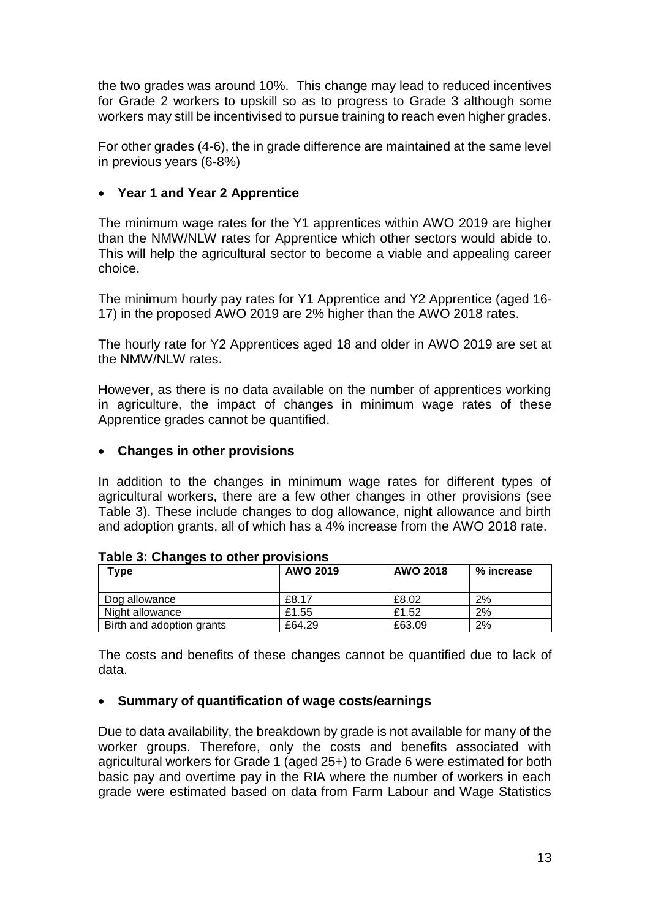the two grades was around 10%. This change may lead to reduced incentives for Grade 2 workers to upskill so as to progress to Grade 3 although some workers may still be incentivised to pursue training to reach even higher grades.

For other grades (4-6), the in grade difference are maintained at the same level in previous years (6-8%)

- **Year 1 and Year 2 Apprentice**

The minimum wage rates for the Y1 apprentices within AWO 2019 are higher than the NMW/NLW rates for Apprentice which other sectors would abide to. This will help the agricultural sector to become a viable and appealing career choice.

The minimum hourly pay rates for Y1 Apprentice and Y2 Apprentice (aged 16-17) in the proposed AWO 2019 are 2% higher than the AWO 2018 rates.

The hourly rate for Y2 Apprentices aged 18 and older in AWO 2019 are set at the NMW/NLW rates.

However, as there is no data available on the number of apprentices working in agriculture, the impact of changes in minimum wage rates of these Apprentice grades cannot be quantified.

- **Changes in other provisions**

In addition to the changes in minimum wage rates for different types of agricultural workers, there are a few other changes in other provisions (see Table 3). These include changes to dog allowance, night allowance and birth and adoption grants, all of which has a 4% increase from the AWO 2018 rate.

**Table 3: Changes to other provisions**

| Type | AWO 2019 | AWO 2018 | % increase |
|---|---|---|---|
| Dog allowance | £8.17 | £8.02 | 2% |
| Night allowance | £1.55 | £1.52 | 2% |
| Birth and adoption grants | £64.29 | £63.09 | 2% |

The costs and benefits of these changes cannot be quantified due to lack of data.

- **Summary of quantification of wage costs/earnings**

Due to data availability, the breakdown by grade is not available for many of the worker groups. Therefore, only the costs and benefits associated with agricultural workers for Grade 1 (aged 25+) to Grade 6 were estimated for both basic pay and overtime pay in the RIA where the number of workers in each grade were estimated based on data from Farm Labour and Wage Statistics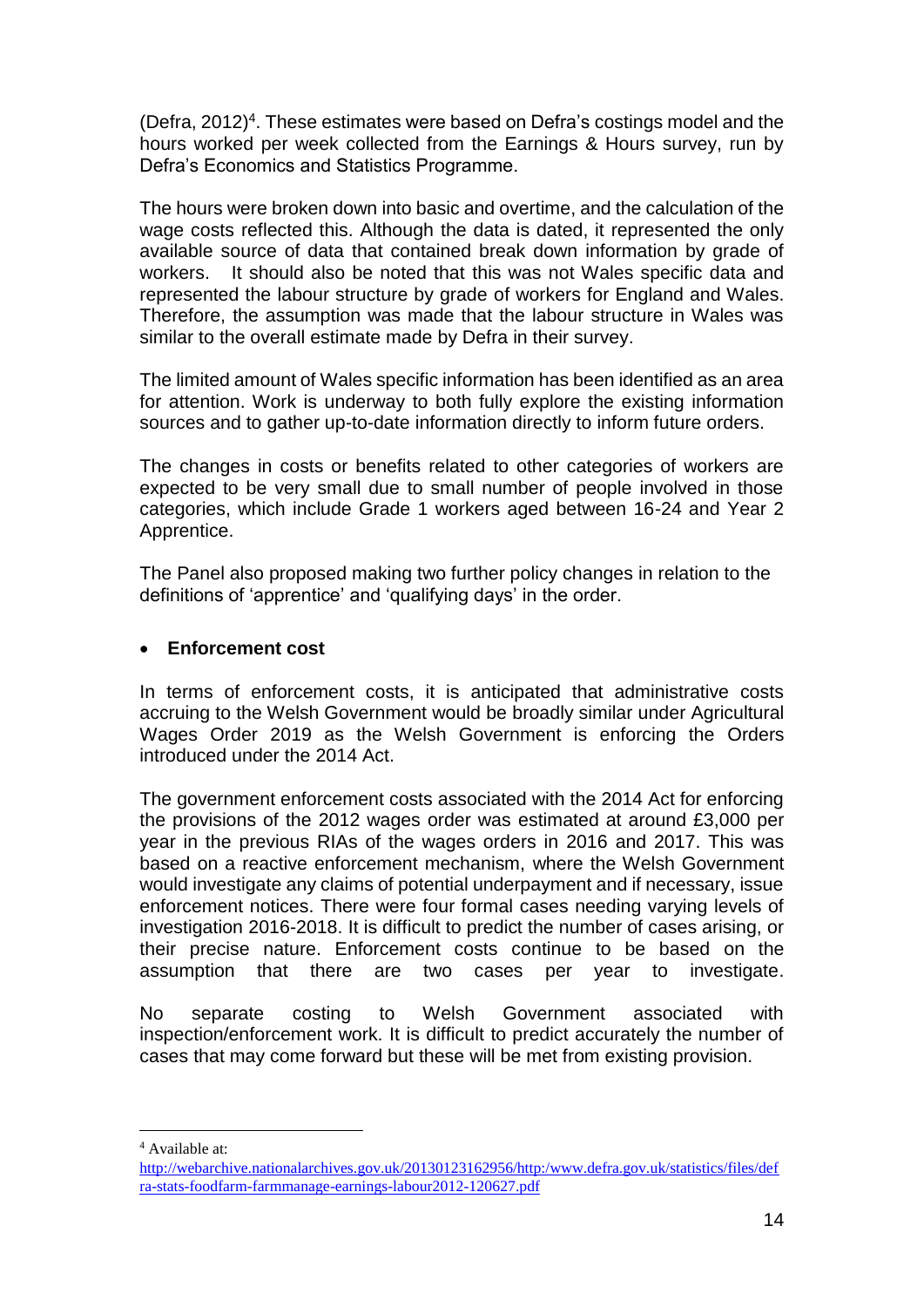(Defra, 2012)[4]. These estimates were based on Defra's costings model and the hours worked per week collected from the Earnings & Hours survey, run by Defra's Economics and Statistics Programme.

The hours were broken down into basic and overtime, and the calculation of the wage costs reflected this. Although the data is dated, it represented the only available source of data that contained break down information by grade of workers. It should also be noted that this was not Wales specific data and represented the labour structure by grade of workers for England and Wales. Therefore, the assumption was made that the labour structure in Wales was similar to the overall estimate made by Defra in their survey.

The limited amount of Wales specific information has been identified as an area for attention. Work is underway to both fully explore the existing information sources and to gather up-to-date information directly to inform future orders.

The changes in costs or benefits related to other categories of workers are expected to be very small due to small number of people involved in those categories, which include Grade 1 workers aged between 16-24 and Year 2 Apprentice.

The Panel also proposed making two further policy changes in relation to the definitions of 'apprentice' and 'qualifying days' in the order.

- **Enforcement cost**

In terms of enforcement costs, it is anticipated that administrative costs accruing to the Welsh Government would be broadly similar under Agricultural Wages Order 2019 as the Welsh Government is enforcing the Orders introduced under the 2014 Act.

The government enforcement costs associated with the 2014 Act for enforcing the provisions of the 2012 wages order was estimated at around £3,000 per year in the previous RIAs of the wages orders in 2016 and 2017. This was based on a reactive enforcement mechanism, where the Welsh Government would investigate any claims of potential underpayment and if necessary, issue enforcement notices. There were four formal cases needing varying levels of investigation 2016-2018. It is difficult to predict the number of cases arising, or their precise nature. Enforcement costs continue to be based on the assumption that there are two cases per year to investigate.

No separate costing to Welsh Government associated with inspection/enforcement work. It is difficult to predict accurately the number of cases that may come forward but these will be met from existing provision.

[4] Available at: http://webarchive.nationalarchives.gov.uk/20130123162956/http:/www.defra.gov.uk/statistics/files/defra-stats-foodfarm-farmmanage-earnings-labour2012-120627.pdf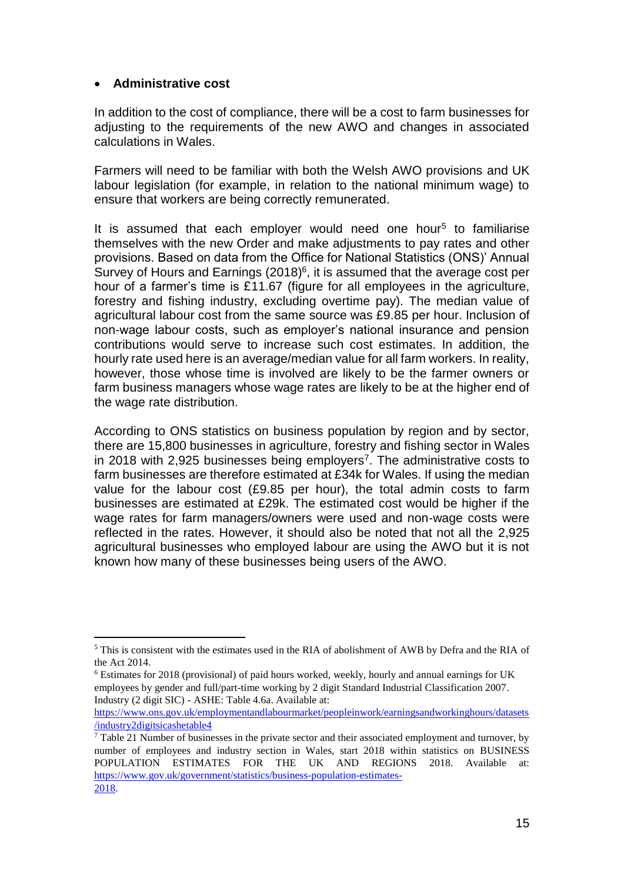- **Administrative cost**

In addition to the cost of compliance, there will be a cost to farm businesses for adjusting to the requirements of the new AWO and changes in associated calculations in Wales.

Farmers will need to be familiar with both the Welsh AWO provisions and UK labour legislation (for example, in relation to the national minimum wage) to ensure that workers are being correctly remunerated.

It is assumed that each employer would need one hour[5] to familiarise themselves with the new Order and make adjustments to pay rates and other provisions. Based on data from the Office for National Statistics (ONS)' Annual Survey of Hours and Earnings (2018)[6], it is assumed that the average cost per hour of a farmer's time is £11.67 (figure for all employees in the agriculture, forestry and fishing industry, excluding overtime pay). The median value of agricultural labour cost from the same source was £9.85 per hour. Inclusion of non-wage labour costs, such as employer's national insurance and pension contributions would serve to increase such cost estimates. In addition, the hourly rate used here is an average/median value for all farm workers. In reality, however, those whose time is involved are likely to be the farmer owners or farm business managers whose wage rates are likely to be at the higher end of the wage rate distribution.

According to ONS statistics on business population by region and by sector, there are 15,800 businesses in agriculture, forestry and fishing sector in Wales in 2018 with 2,925 businesses being employers[7]. The administrative costs to farm businesses are therefore estimated at £34k for Wales. If using the median value for the labour cost (£9.85 per hour), the total admin costs to farm businesses are estimated at £29k. The estimated cost would be higher if the wage rates for farm managers/owners were used and non-wage costs were reflected in the rates. However, it should also be noted that not all the 2,925 agricultural businesses who employed labour are using the AWO but it is not known how many of these businesses being users of the AWO.

---

[5] This is consistent with the estimates used in the RIA of abolishment of AWB by Defra and the RIA of the Act 2014.

[6] Estimates for 2018 (provisional) of paid hours worked, weekly, hourly and annual earnings for UK employees by gender and full/part-time working by 2 digit Standard Industrial Classification 2007. Industry (2 digit SIC) - ASHE: Table 4.6a. Available at: https://www.ons.gov.uk/employmentandlabourmarket/peopleinwork/earningsandworkinghours/datasets/industry2digitsicashetable4

[7] Table 21 Number of businesses in the private sector and their associated employment and turnover, by number of employees and industry section in Wales, start 2018 within statistics on BUSINESS POPULATION ESTIMATES FOR THE UK AND REGIONS 2018. Available at: https://www.gov.uk/government/statistics/business-population-estimates-2018.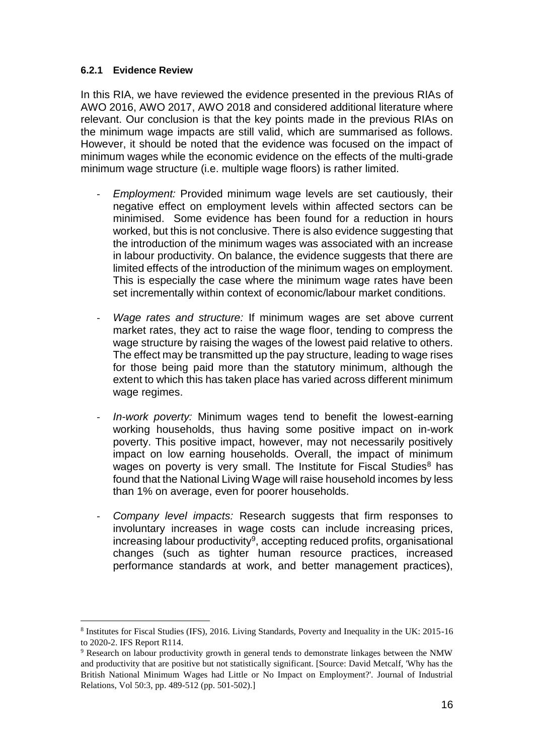#### 6.2.1 Evidence Review

In this RIA, we have reviewed the evidence presented in the previous RIAs of AWO 2016, AWO 2017, AWO 2018 and considered additional literature where relevant. Our conclusion is that the key points made in the previous RIAs on the minimum wage impacts are still valid, which are summarised as follows. However, it should be noted that the evidence was focused on the impact of minimum wages while the economic evidence on the effects of the multi-grade minimum wage structure (i.e. multiple wage floors) is rather limited.

- *Employment:* Provided minimum wage levels are set cautiously, their negative effect on employment levels within affected sectors can be minimised. Some evidence has been found for a reduction in hours worked, but this is not conclusive. There is also evidence suggesting that the introduction of the minimum wages was associated with an increase in labour productivity. On balance, the evidence suggests that there are limited effects of the introduction of the minimum wages on employment. This is especially the case where the minimum wage rates have been set incrementally within context of economic/labour market conditions.

- *Wage rates and structure:* If minimum wages are set above current market rates, they act to raise the wage floor, tending to compress the wage structure by raising the wages of the lowest paid relative to others. The effect may be transmitted up the pay structure, leading to wage rises for those being paid more than the statutory minimum, although the extent to which this has taken place has varied across different minimum wage regimes.

- *In-work poverty:* Minimum wages tend to benefit the lowest-earning working households, thus having some positive impact on in-work poverty. This positive impact, however, may not necessarily positively impact on low earning households. Overall, the impact of minimum wages on poverty is very small. The Institute for Fiscal Studies[8] has found that the National Living Wage will raise household incomes by less than 1% on average, even for poorer households.

- *Company level impacts:* Research suggests that firm responses to involuntary increases in wage costs can include increasing prices, increasing labour productivity[9], accepting reduced profits, organisational changes (such as tighter human resource practices, increased performance standards at work, and better management practices),

---

[8] Institutes for Fiscal Studies (IFS), 2016. Living Standards, Poverty and Inequality in the UK: 2015-16 to 2020-2. IFS Report R114.

[9] Research on labour productivity growth in general tends to demonstrate linkages between the NMW and productivity that are positive but not statistically significant. [Source: David Metcalf, 'Why has the British National Minimum Wages had Little or No Impact on Employment?'. Journal of Industrial Relations, Vol 50:3, pp. 489-512 (pp. 501-502).]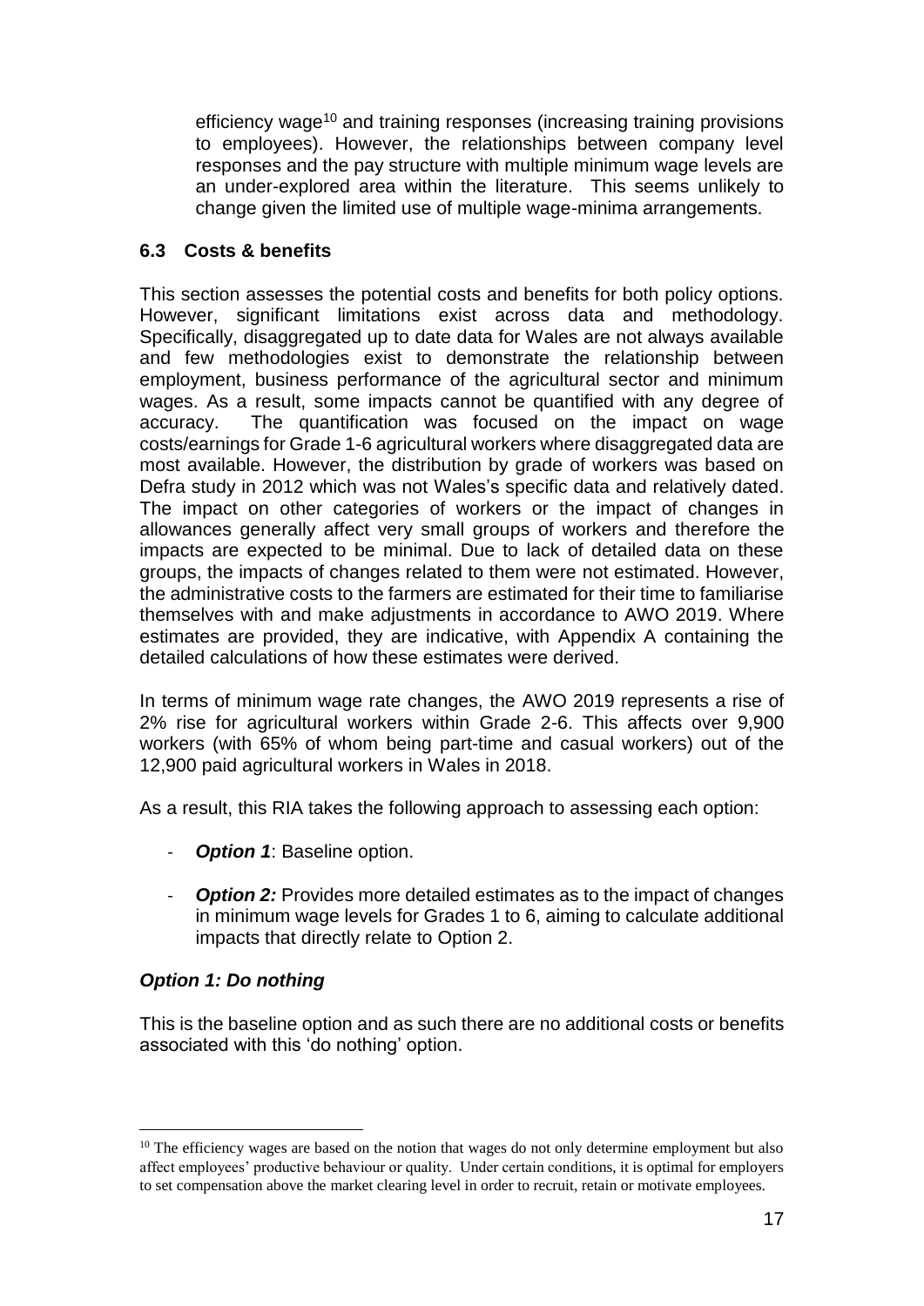efficiency wage[10] and training responses (increasing training provisions to employees). However, the relationships between company level responses and the pay structure with multiple minimum wage levels are an under-explored area within the literature. This seems unlikely to change given the limited use of multiple wage-minima arrangements.

### 6.3 Costs & benefits

This section assesses the potential costs and benefits for both policy options. However, significant limitations exist across data and methodology. Specifically, disaggregated up to date data for Wales are not always available and few methodologies exist to demonstrate the relationship between employment, business performance of the agricultural sector and minimum wages. As a result, some impacts cannot be quantified with any degree of accuracy. The quantification was focused on the impact on wage costs/earnings for Grade 1-6 agricultural workers where disaggregated data are most available. However, the distribution by grade of workers was based on Defra study in 2012 which was not Wales's specific data and relatively dated. The impact on other categories of workers or the impact of changes in allowances generally affect very small groups of workers and therefore the impacts are expected to be minimal. Due to lack of detailed data on these groups, the impacts of changes related to them were not estimated. However, the administrative costs to the farmers are estimated for their time to familiarise themselves with and make adjustments in accordance to AWO 2019. Where estimates are provided, they are indicative, with Appendix A containing the detailed calculations of how these estimates were derived.

In terms of minimum wage rate changes, the AWO 2019 represents a rise of 2% rise for agricultural workers within Grade 2-6. This affects over 9,900 workers (with 65% of whom being part-time and casual workers) out of the 12,900 paid agricultural workers in Wales in 2018.

As a result, this RIA takes the following approach to assessing each option:

- ***Option 1***: Baseline option.
- ***Option 2:*** Provides more detailed estimates as to the impact of changes in minimum wage levels for Grades 1 to 6, aiming to calculate additional impacts that directly relate to Option 2.

#### *Option 1: Do nothing*

This is the baseline option and as such there are no additional costs or benefits associated with this 'do nothing' option.

---

[10] The efficiency wages are based on the notion that wages do not only determine employment but also affect employees' productive behaviour or quality. Under certain conditions, it is optimal for employers to set compensation above the market clearing level in order to recruit, retain or motivate employees.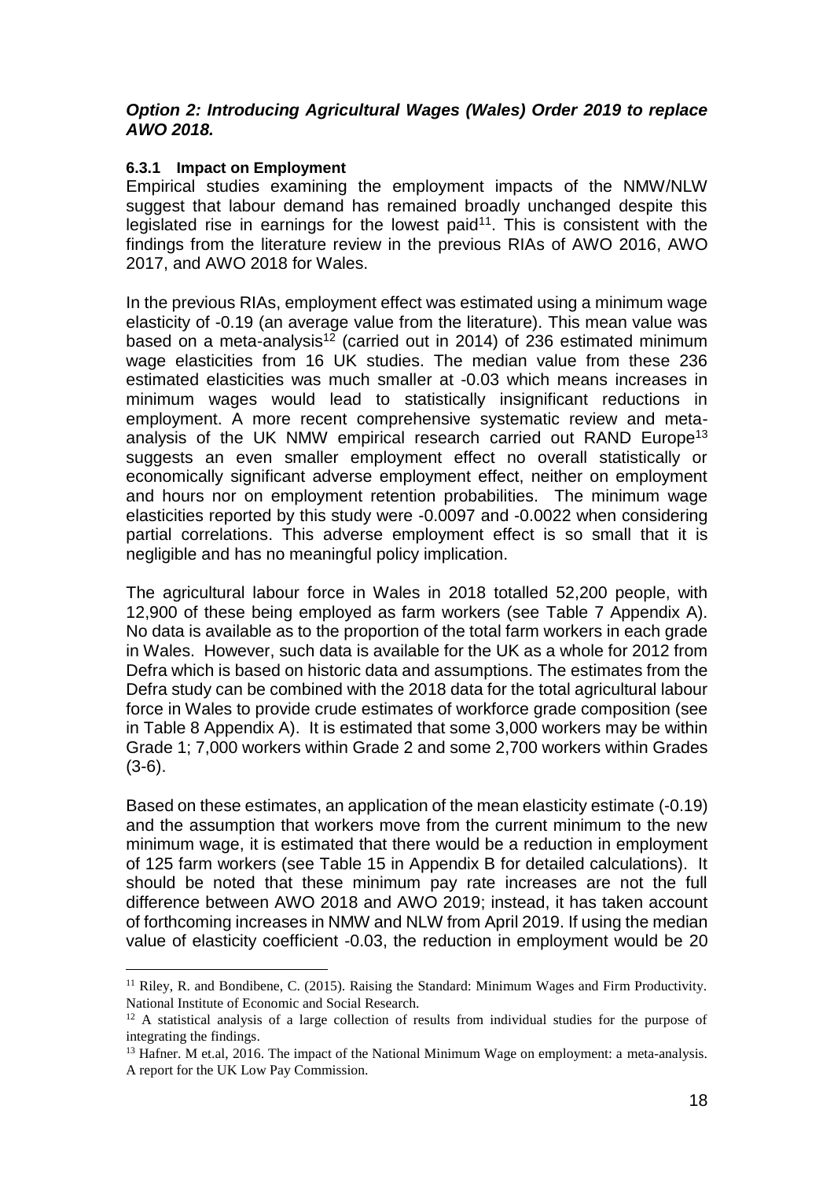### *Option 2: Introducing Agricultural Wages (Wales) Order 2019 to replace AWO 2018.*

#### 6.3.1 Impact on Employment

Empirical studies examining the employment impacts of the NMW/NLW suggest that labour demand has remained broadly unchanged despite this legislated rise in earnings for the lowest paid[11]. This is consistent with the findings from the literature review in the previous RIAs of AWO 2016, AWO 2017, and AWO 2018 for Wales.

In the previous RIAs, employment effect was estimated using a minimum wage elasticity of -0.19 (an average value from the literature). This mean value was based on a meta-analysis[12] (carried out in 2014) of 236 estimated minimum wage elasticities from 16 UK studies. The median value from these 236 estimated elasticities was much smaller at -0.03 which means increases in minimum wages would lead to statistically insignificant reductions in employment. A more recent comprehensive systematic review and meta-analysis of the UK NMW empirical research carried out RAND Europe[13] suggests an even smaller employment effect no overall statistically or economically significant adverse employment effect, neither on employment and hours nor on employment retention probabilities. The minimum wage elasticities reported by this study were -0.0097 and -0.0022 when considering partial correlations. This adverse employment effect is so small that it is negligible and has no meaningful policy implication.

The agricultural labour force in Wales in 2018 totalled 52,200 people, with 12,900 of these being employed as farm workers (see Table 7 Appendix A). No data is available as to the proportion of the total farm workers in each grade in Wales. However, such data is available for the UK as a whole for 2012 from Defra which is based on historic data and assumptions. The estimates from the Defra study can be combined with the 2018 data for the total agricultural labour force in Wales to provide crude estimates of workforce grade composition (see in Table 8 Appendix A). It is estimated that some 3,000 workers may be within Grade 1; 7,000 workers within Grade 2 and some 2,700 workers within Grades (3-6).

Based on these estimates, an application of the mean elasticity estimate (-0.19) and the assumption that workers move from the current minimum to the new minimum wage, it is estimated that there would be a reduction in employment of 125 farm workers (see Table 15 in Appendix B for detailed calculations). It should be noted that these minimum pay rate increases are not the full difference between AWO 2018 and AWO 2019; instead, it has taken account of forthcoming increases in NMW and NLW from April 2019. If using the median value of elasticity coefficient -0.03, the reduction in employment would be 20

---

[11] Riley, R. and Bondibene, C. (2015). Raising the Standard: Minimum Wages and Firm Productivity. National Institute of Economic and Social Research.

[12] A statistical analysis of a large collection of results from individual studies for the purpose of integrating the findings.

[13] Hafner. M et.al, 2016. The impact of the National Minimum Wage on employment: a meta-analysis. A report for the UK Low Pay Commission.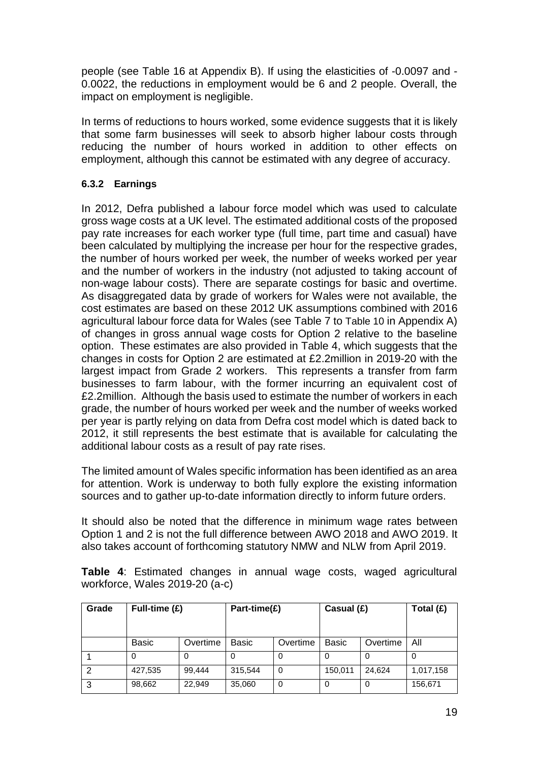people (see Table 16 at Appendix B). If using the elasticities of -0.0097 and -0.0022, the reductions in employment would be 6 and 2 people. Overall, the impact on employment is negligible.

In terms of reductions to hours worked, some evidence suggests that it is likely that some farm businesses will seek to absorb higher labour costs through reducing the number of hours worked in addition to other effects on employment, although this cannot be estimated with any degree of accuracy.

#### 6.3.2 Earnings

In 2012, Defra published a labour force model which was used to calculate gross wage costs at a UK level. The estimated additional costs of the proposed pay rate increases for each worker type (full time, part time and casual) have been calculated by multiplying the increase per hour for the respective grades, the number of hours worked per week, the number of weeks worked per year and the number of workers in the industry (not adjusted to taking account of non-wage labour costs). There are separate costings for basic and overtime. As disaggregated data by grade of workers for Wales were not available, the cost estimates are based on these 2012 UK assumptions combined with 2016 agricultural labour force data for Wales (see Table 7 to Table 10 in Appendix A) of changes in gross annual wage costs for Option 2 relative to the baseline option. These estimates are also provided in Table 4, which suggests that the changes in costs for Option 2 are estimated at £2.2million in 2019-20 with the largest impact from Grade 2 workers. This represents a transfer from farm businesses to farm labour, with the former incurring an equivalent cost of £2.2million. Although the basis used to estimate the number of workers in each grade, the number of hours worked per week and the number of weeks worked per year is partly relying on data from Defra cost model which is dated back to 2012, it still represents the best estimate that is available for calculating the additional labour costs as a result of pay rate rises.

The limited amount of Wales specific information has been identified as an area for attention. Work is underway to both fully explore the existing information sources and to gather up-to-date information directly to inform future orders.

It should also be noted that the difference in minimum wage rates between Option 1 and 2 is not the full difference between AWO 2018 and AWO 2019. It also takes account of forthcoming statutory NMW and NLW from April 2019.

**Table 4**: Estimated changes in annual wage costs, waged agricultural workforce, Wales 2019-20 (a-c)

| Grade | Full-time (£) | | Part-time(£) | | Casual (£) | | Total (£) |
|---|---|---|---|---|---|---|---|
| | Basic | Overtime | Basic | Overtime | Basic | Overtime | All |
| 1 | 0 | 0 | 0 | 0 | 0 | 0 | 0 |
| 2 | 427,535 | 99,444 | 315,544 | 0 | 150,011 | 24,624 | 1,017,158 |
| 3 | 98,662 | 22,949 | 35,060 | 0 | 0 | 0 | 156,671 |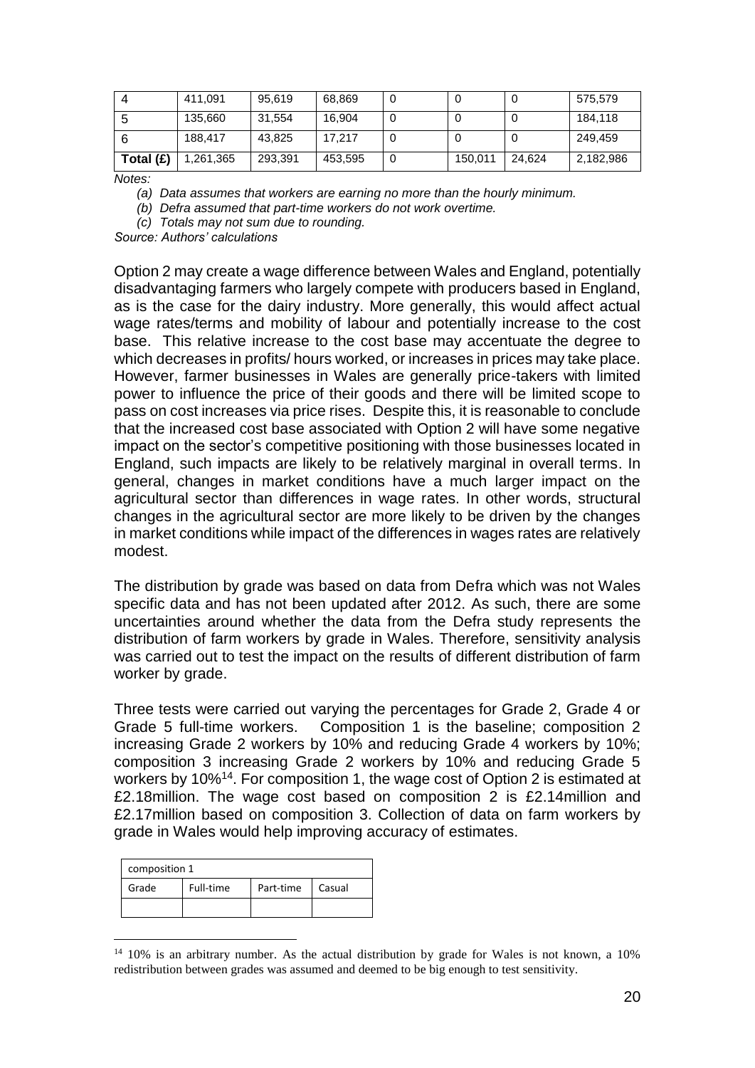| 4 | 411,091 | 95,619 | 68,869 | 0 | 0 | 0 | 575,579 |
|---|---|---|---|---|---|---|---|
| 5 | 135,660 | 31,554 | 16,904 | 0 | 0 | 0 | 184,118 |
| 6 | 188,417 | 43,825 | 17,217 | 0 | 0 | 0 | 249,459 |
| **Total (£)** | 1,261,365 | 293,391 | 453,595 | 0 | 150,011 | 24,624 | 2,182,986 |

*Notes:*

*(a) Data assumes that workers are earning no more than the hourly minimum.*

*(b) Defra assumed that part-time workers do not work overtime.*

*(c) Totals may not sum due to rounding.*

*Source: Authors' calculations*

Option 2 may create a wage difference between Wales and England, potentially disadvantaging farmers who largely compete with producers based in England, as is the case for the dairy industry. More generally, this would affect actual wage rates/terms and mobility of labour and potentially increase to the cost base. This relative increase to the cost base may accentuate the degree to which decreases in profits/ hours worked, or increases in prices may take place. However, farmer businesses in Wales are generally price-takers with limited power to influence the price of their goods and there will be limited scope to pass on cost increases via price rises. Despite this, it is reasonable to conclude that the increased cost base associated with Option 2 will have some negative impact on the sector's competitive positioning with those businesses located in England, such impacts are likely to be relatively marginal in overall terms. In general, changes in market conditions have a much larger impact on the agricultural sector than differences in wage rates. In other words, structural changes in the agricultural sector are more likely to be driven by the changes in market conditions while impact of the differences in wages rates are relatively modest.

The distribution by grade was based on data from Defra which was not Wales specific data and has not been updated after 2012. As such, there are some uncertainties around whether the data from the Defra study represents the distribution of farm workers by grade in Wales. Therefore, sensitivity analysis was carried out to test the impact on the results of different distribution of farm worker by grade.

Three tests were carried out varying the percentages for Grade 2, Grade 4 or Grade 5 full-time workers. Composition 1 is the baseline; composition 2 increasing Grade 2 workers by 10% and reducing Grade 4 workers by 10%; composition 3 increasing Grade 2 workers by 10% and reducing Grade 5 workers by 10%[14]. For composition 1, the wage cost of Option 2 is estimated at £2.18million. The wage cost based on composition 2 is £2.14million and £2.17million based on composition 3. Collection of data on farm workers by grade in Wales would help improving accuracy of estimates.

| composition 1 | | | |
|---|---|---|---|
| Grade | Full-time | Part-time | Casual |
| | | | |

[14] 10% is an arbitrary number. As the actual distribution by grade for Wales is not known, a 10% redistribution between grades was assumed and deemed to be big enough to test sensitivity.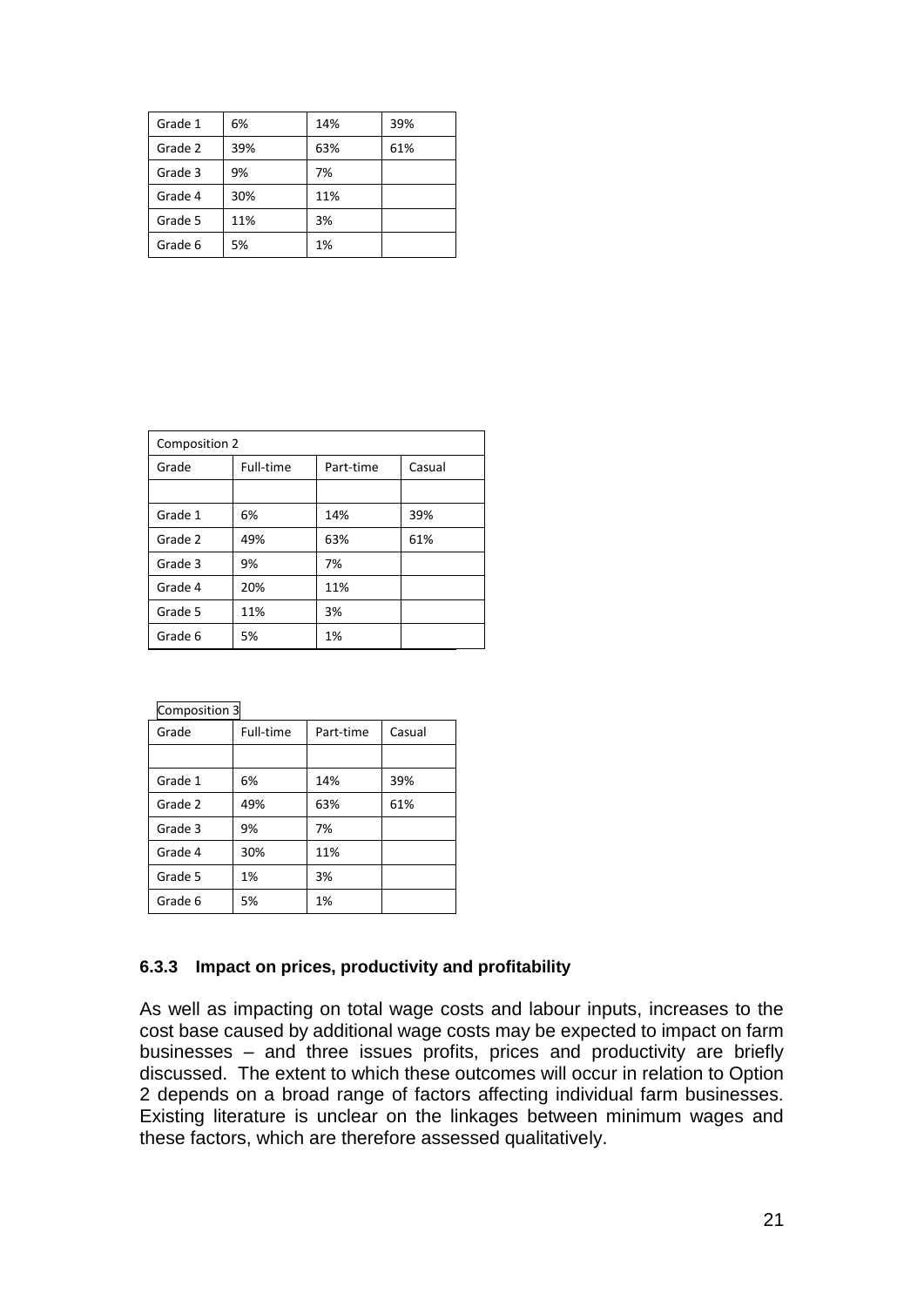| | | | |
|---|---|---|---|
| Grade 1 | 6% | 14% | 39% |
| Grade 2 | 39% | 63% | 61% |
| Grade 3 | 9% | 7% | |
| Grade 4 | 30% | 11% | |
| Grade 5 | 11% | 3% | |
| Grade 6 | 5% | 1% | |

| Composition 2 | | | |
|---|---|---|---|
| Grade | Full-time | Part-time | Casual |
| | | | |
| Grade 1 | 6% | 14% | 39% |
| Grade 2 | 49% | 63% | 61% |
| Grade 3 | 9% | 7% | |
| Grade 4 | 20% | 11% | |
| Grade 5 | 11% | 3% | |
| Grade 6 | 5% | 1% | |

| Composition 3 | | | |
|---|---|---|---|
| Grade | Full-time | Part-time | Casual |
| | | | |
| Grade 1 | 6% | 14% | 39% |
| Grade 2 | 49% | 63% | 61% |
| Grade 3 | 9% | 7% | |
| Grade 4 | 30% | 11% | |
| Grade 5 | 1% | 3% | |
| Grade 6 | 5% | 1% | |

### 6.3.3 Impact on prices, productivity and profitability

As well as impacting on total wage costs and labour inputs, increases to the cost base caused by additional wage costs may be expected to impact on farm businesses – and three issues profits, prices and productivity are briefly discussed. The extent to which these outcomes will occur in relation to Option 2 depends on a broad range of factors affecting individual farm businesses. Existing literature is unclear on the linkages between minimum wages and these factors, which are therefore assessed qualitatively.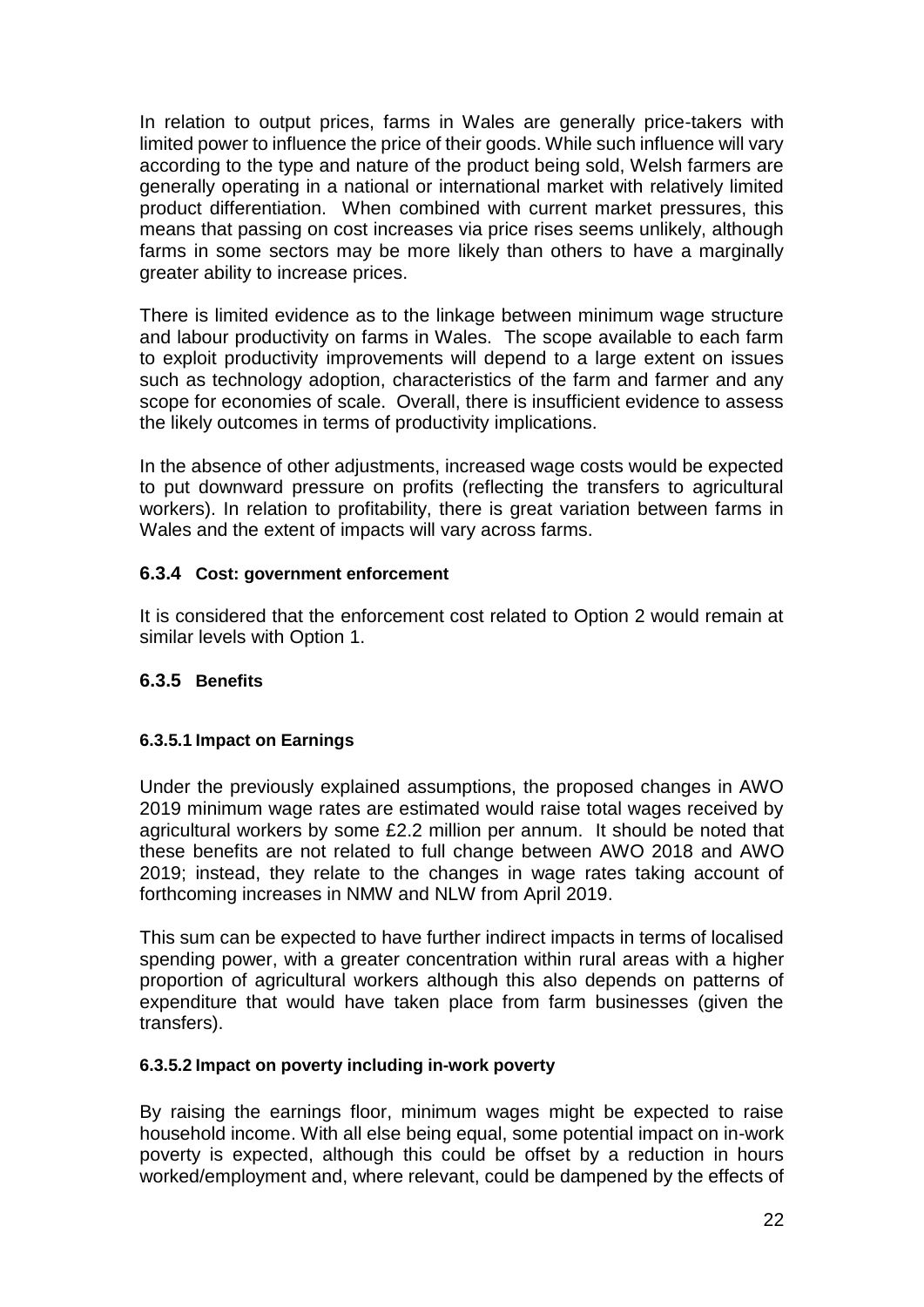In relation to output prices, farms in Wales are generally price-takers with limited power to influence the price of their goods. While such influence will vary according to the type and nature of the product being sold, Welsh farmers are generally operating in a national or international market with relatively limited product differentiation. When combined with current market pressures, this means that passing on cost increases via price rises seems unlikely, although farms in some sectors may be more likely than others to have a marginally greater ability to increase prices.

There is limited evidence as to the linkage between minimum wage structure and labour productivity on farms in Wales. The scope available to each farm to exploit productivity improvements will depend to a large extent on issues such as technology adoption, characteristics of the farm and farmer and any scope for economies of scale. Overall, there is insufficient evidence to assess the likely outcomes in terms of productivity implications.

In the absence of other adjustments, increased wage costs would be expected to put downward pressure on profits (reflecting the transfers to agricultural workers). In relation to profitability, there is great variation between farms in Wales and the extent of impacts will vary across farms.

### 6.3.4 Cost: government enforcement

It is considered that the enforcement cost related to Option 2 would remain at similar levels with Option 1.

### 6.3.5 Benefits

#### 6.3.5.1 Impact on Earnings

Under the previously explained assumptions, the proposed changes in AWO 2019 minimum wage rates are estimated would raise total wages received by agricultural workers by some £2.2 million per annum. It should be noted that these benefits are not related to full change between AWO 2018 and AWO 2019; instead, they relate to the changes in wage rates taking account of forthcoming increases in NMW and NLW from April 2019.

This sum can be expected to have further indirect impacts in terms of localised spending power, with a greater concentration within rural areas with a higher proportion of agricultural workers although this also depends on patterns of expenditure that would have taken place from farm businesses (given the transfers).

#### 6.3.5.2 Impact on poverty including in-work poverty

By raising the earnings floor, minimum wages might be expected to raise household income. With all else being equal, some potential impact on in-work poverty is expected, although this could be offset by a reduction in hours worked/employment and, where relevant, could be dampened by the effects of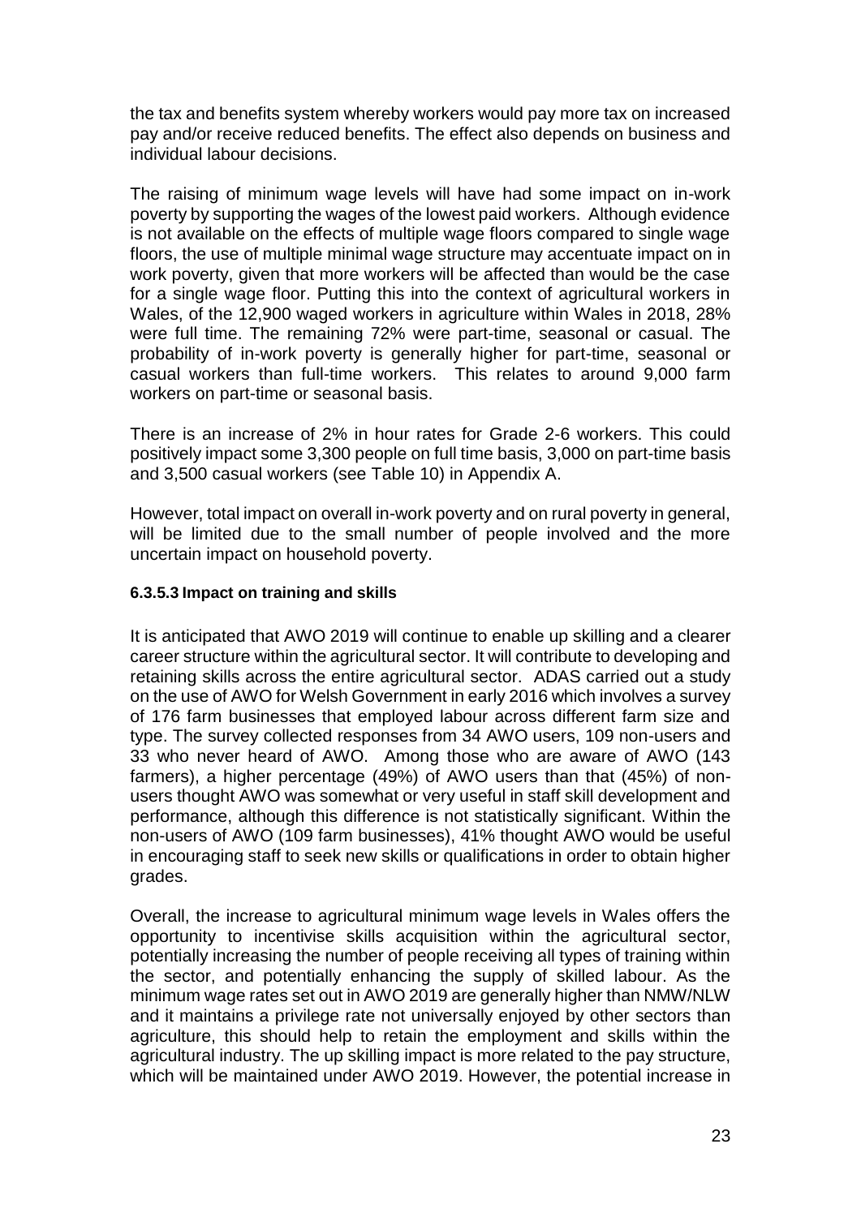the tax and benefits system whereby workers would pay more tax on increased pay and/or receive reduced benefits. The effect also depends on business and individual labour decisions.

The raising of minimum wage levels will have had some impact on in-work poverty by supporting the wages of the lowest paid workers. Although evidence is not available on the effects of multiple wage floors compared to single wage floors, the use of multiple minimal wage structure may accentuate impact on in work poverty, given that more workers will be affected than would be the case for a single wage floor. Putting this into the context of agricultural workers in Wales, of the 12,900 waged workers in agriculture within Wales in 2018, 28% were full time. The remaining 72% were part-time, seasonal or casual. The probability of in-work poverty is generally higher for part-time, seasonal or casual workers than full-time workers. This relates to around 9,000 farm workers on part-time or seasonal basis.

There is an increase of 2% in hour rates for Grade 2-6 workers. This could positively impact some 3,300 people on full time basis, 3,000 on part-time basis and 3,500 casual workers (see Table 10) in Appendix A.

However, total impact on overall in-work poverty and on rural poverty in general, will be limited due to the small number of people involved and the more uncertain impact on household poverty.

#### 6.3.5.3 Impact on training and skills

It is anticipated that AWO 2019 will continue to enable up skilling and a clearer career structure within the agricultural sector. It will contribute to developing and retaining skills across the entire agricultural sector. ADAS carried out a study on the use of AWO for Welsh Government in early 2016 which involves a survey of 176 farm businesses that employed labour across different farm size and type. The survey collected responses from 34 AWO users, 109 non-users and 33 who never heard of AWO. Among those who are aware of AWO (143 farmers), a higher percentage (49%) of AWO users than that (45%) of non-users thought AWO was somewhat or very useful in staff skill development and performance, although this difference is not statistically significant. Within the non-users of AWO (109 farm businesses), 41% thought AWO would be useful in encouraging staff to seek new skills or qualifications in order to obtain higher grades.

Overall, the increase to agricultural minimum wage levels in Wales offers the opportunity to incentivise skills acquisition within the agricultural sector, potentially increasing the number of people receiving all types of training within the sector, and potentially enhancing the supply of skilled labour. As the minimum wage rates set out in AWO 2019 are generally higher than NMW/NLW and it maintains a privilege rate not universally enjoyed by other sectors than agriculture, this should help to retain the employment and skills within the agricultural industry. The up skilling impact is more related to the pay structure, which will be maintained under AWO 2019. However, the potential increase in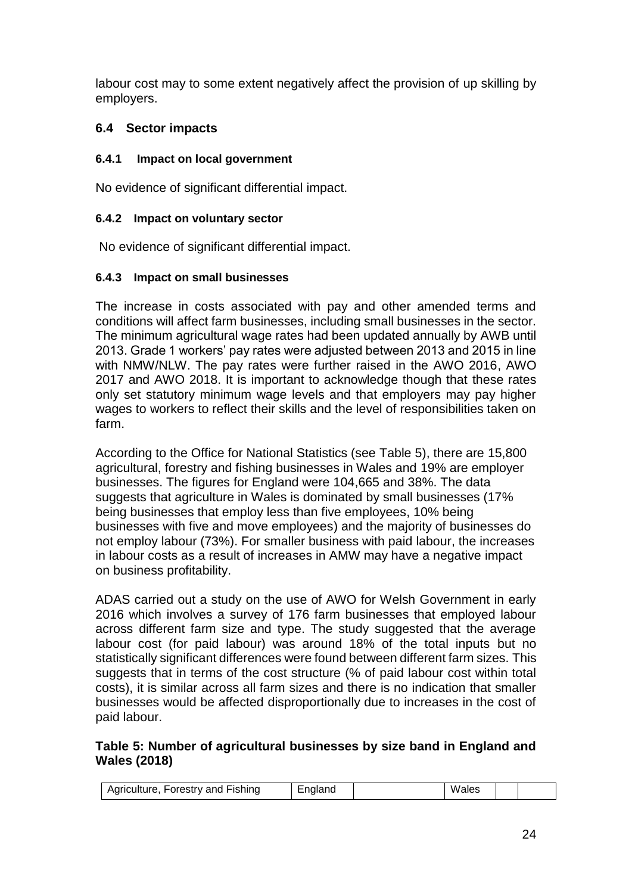labour cost may to some extent negatively affect the provision of up skilling by employers.

## 6.4 Sector impacts

### 6.4.1 Impact on local government

No evidence of significant differential impact.

### 6.4.2 Impact on voluntary sector

No evidence of significant differential impact.

### 6.4.3 Impact on small businesses

The increase in costs associated with pay and other amended terms and conditions will affect farm businesses, including small businesses in the sector. The minimum agricultural wage rates had been updated annually by AWB until 2013. Grade 1 workers' pay rates were adjusted between 2013 and 2015 in line with NMW/NLW. The pay rates were further raised in the AWO 2016, AWO 2017 and AWO 2018. It is important to acknowledge though that these rates only set statutory minimum wage levels and that employers may pay higher wages to workers to reflect their skills and the level of responsibilities taken on farm.

According to the Office for National Statistics (see Table 5), there are 15,800 agricultural, forestry and fishing businesses in Wales and 19% are employer businesses. The figures for England were 104,665 and 38%. The data suggests that agriculture in Wales is dominated by small businesses (17% being businesses that employ less than five employees, 10% being businesses with five and move employees) and the majority of businesses do not employ labour (73%). For smaller business with paid labour, the increases in labour costs as a result of increases in AMW may have a negative impact on business profitability.

ADAS carried out a study on the use of AWO for Welsh Government in early 2016 which involves a survey of 176 farm businesses that employed labour across different farm size and type. The study suggested that the average labour cost (for paid labour) was around 18% of the total inputs but no statistically significant differences were found between different farm sizes. This suggests that in terms of the cost structure (% of paid labour cost within total costs), it is similar across all farm sizes and there is no indication that smaller businesses would be affected disproportionally due to increases in the cost of paid labour.

**Table 5: Number of agricultural businesses by size band in England and Wales (2018)**

| Agriculture, Forestry and Fishing | England | | Wales | | |
|---|---|---|---|---|---|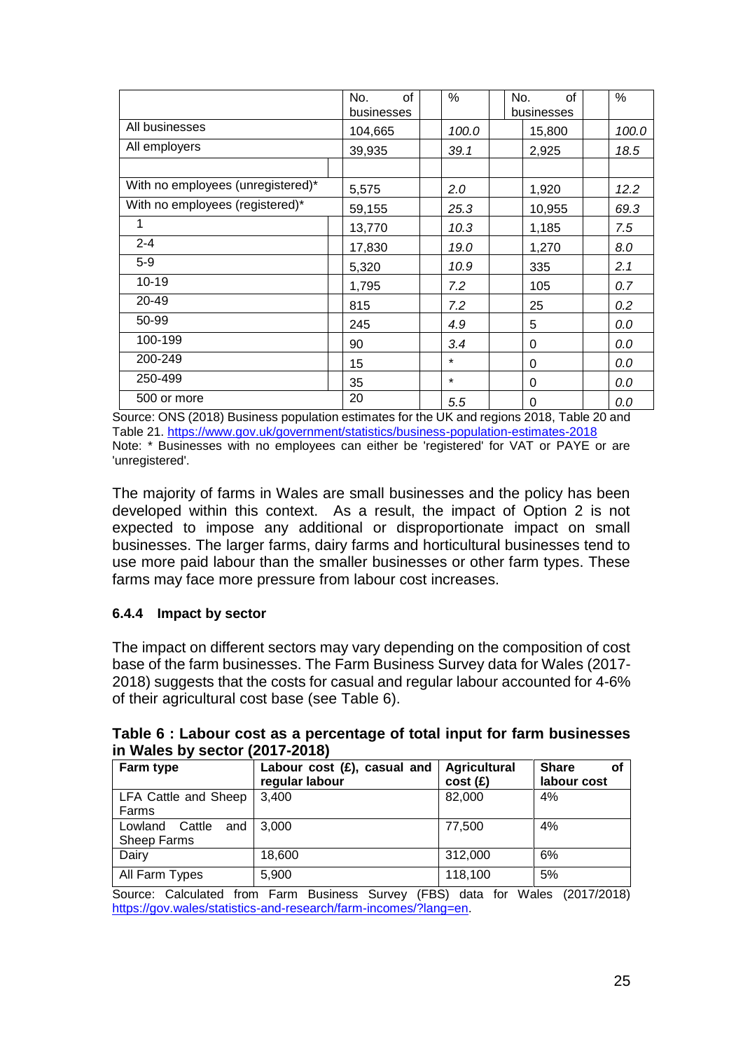| | No. of businesses | % | No. of businesses | % |
|---|---|---|---|---|
| All businesses | 104,665 | *100.0* | 15,800 | *100.0* |
| All employers | 39,935 | *39.1* | 2,925 | *18.5* |
| | | | | |
| With no employees (unregistered)* | 5,575 | *2.0* | 1,920 | *12.2* |
| With no employees (registered)* | 59,155 | *25.3* | 10,955 | *69.3* |
| 1 | 13,770 | *10.3* | 1,185 | *7.5* |
| 2-4 | 17,830 | *19.0* | 1,270 | *8.0* |
| 5-9 | 5,320 | *10.9* | 335 | *2.1* |
| 10-19 | 1,795 | *7.2* | 105 | *0.7* |
| 20-49 | 815 | *7.2* | 25 | *0.2* |
| 50-99 | 245 | *4.9* | 5 | *0.0* |
| 100-199 | 90 | *3.4* | 0 | *0.0* |
| 200-249 | 15 | * | 0 | *0.0* |
| 250-499 | 35 | * | 0 | *0.0* |
| 500 or more | 20 | *5.5* | 0 | *0.0* |

Source: ONS (2018) Business population estimates for the UK and regions 2018, Table 20 and Table 21. https://www.gov.uk/government/statistics/business-population-estimates-2018
Note: * Businesses with no employees can either be 'registered' for VAT or PAYE or are 'unregistered'.

The majority of farms in Wales are small businesses and the policy has been developed within this context. As a result, the impact of Option 2 is not expected to impose any additional or disproportionate impact on small businesses. The larger farms, dairy farms and horticultural businesses tend to use more paid labour than the smaller businesses or other farm types. These farms may face more pressure from labour cost increases.

#### 6.4.4 Impact by sector

The impact on different sectors may vary depending on the composition of cost base of the farm businesses. The Farm Business Survey data for Wales (2017-2018) suggests that the costs for casual and regular labour accounted for 4-6% of their agricultural cost base (see Table 6).

**Table 6 : Labour cost as a percentage of total input for farm businesses in Wales by sector (2017-2018)**

| Farm type | Labour cost (£), casual and regular labour | Agricultural cost (£) | Share of labour cost |
|---|---|---|---|
| LFA Cattle and Sheep Farms | 3,400 | 82,000 | 4% |
| Lowland Cattle and Sheep Farms | 3,000 | 77,500 | 4% |
| Dairy | 18,600 | 312,000 | 6% |
| All Farm Types | 5,900 | 118,100 | 5% |

Source: Calculated from Farm Business Survey (FBS) data for Wales (2017/2018) https://gov.wales/statistics-and-research/farm-incomes/?lang=en.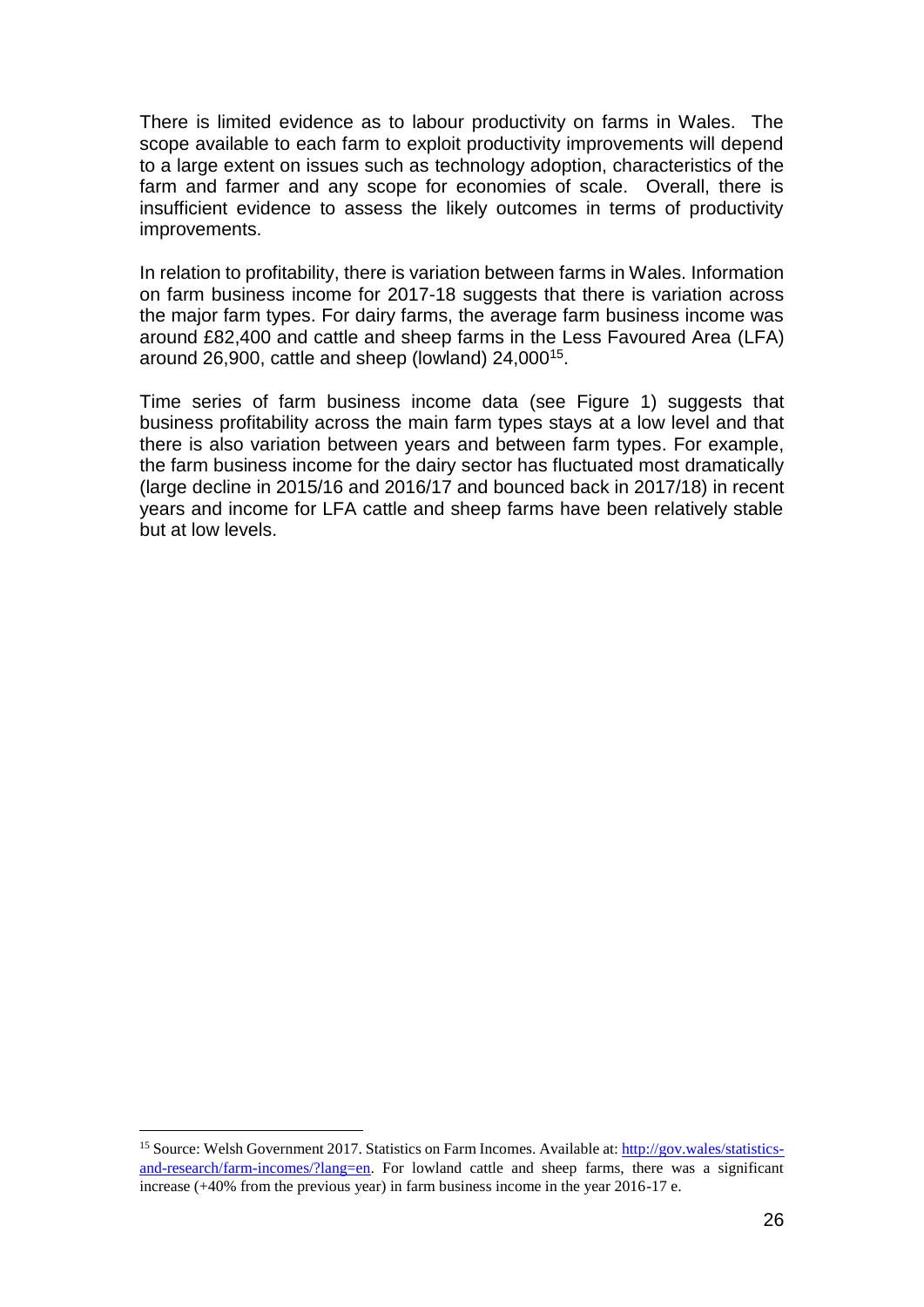There is limited evidence as to labour productivity on farms in Wales. The scope available to each farm to exploit productivity improvements will depend to a large extent on issues such as technology adoption, characteristics of the farm and farmer and any scope for economies of scale. Overall, there is insufficient evidence to assess the likely outcomes in terms of productivity improvements.

In relation to profitability, there is variation between farms in Wales. Information on farm business income for 2017-18 suggests that there is variation across the major farm types. For dairy farms, the average farm business income was around £82,400 and cattle and sheep farms in the Less Favoured Area (LFA) around 26,900, cattle and sheep (lowland) 24,000[15].

Time series of farm business income data (see Figure 1) suggests that business profitability across the main farm types stays at a low level and that there is also variation between years and between farm types. For example, the farm business income for the dairy sector has fluctuated most dramatically (large decline in 2015/16 and 2016/17 and bounced back in 2017/18) in recent years and income for LFA cattle and sheep farms have been relatively stable but at low levels.

---

[15] Source: Welsh Government 2017. Statistics on Farm Incomes. Available at: http://gov.wales/statistics-and-research/farm-incomes/?lang=en. For lowland cattle and sheep farms, there was a significant increase (+40% from the previous year) in farm business income in the year 2016-17 e.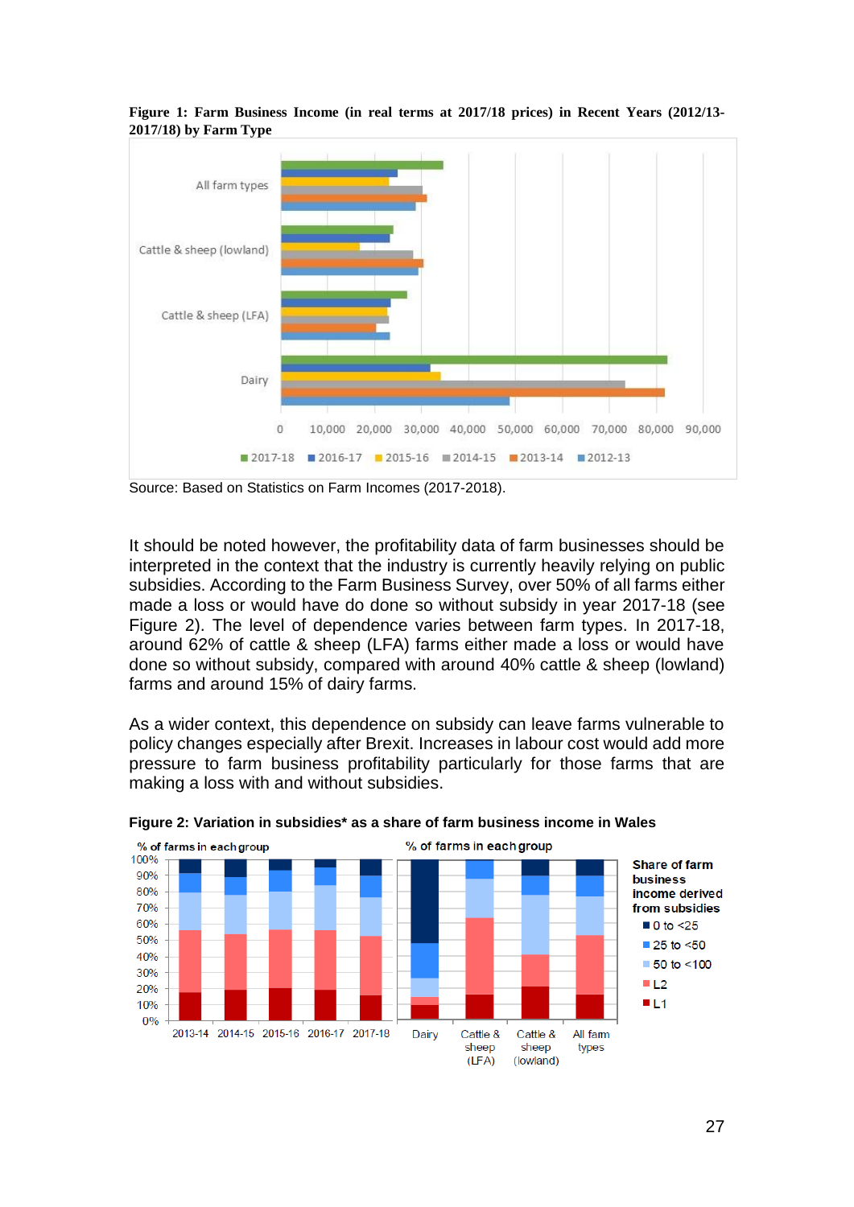**Figure 1: Farm Business Income (in real terms at 2017/18 prices) in Recent Years (2012/13-2017/18) by Farm Type**

Source: Based on Statistics on Farm Incomes (2017-2018).

It should be noted however, the profitability data of farm businesses should be interpreted in the context that the industry is currently heavily relying on public subsidies. According to the Farm Business Survey, over 50% of all farms either made a loss or would have do done so without subsidy in year 2017-18 (see Figure 2). The level of dependence varies between farm types. In 2017-18, around 62% of cattle & sheep (LFA) farms either made a loss or would have done so without subsidy, compared with around 40% cattle & sheep (lowland) farms and around 15% of dairy farms.

As a wider context, this dependence on subsidy can leave farms vulnerable to policy changes especially after Brexit. Increases in labour cost would add more pressure to farm business profitability particularly for those farms that are making a loss with and without subsidies.

**Figure 2: Variation in subsidies* as a share of farm business income in Wales**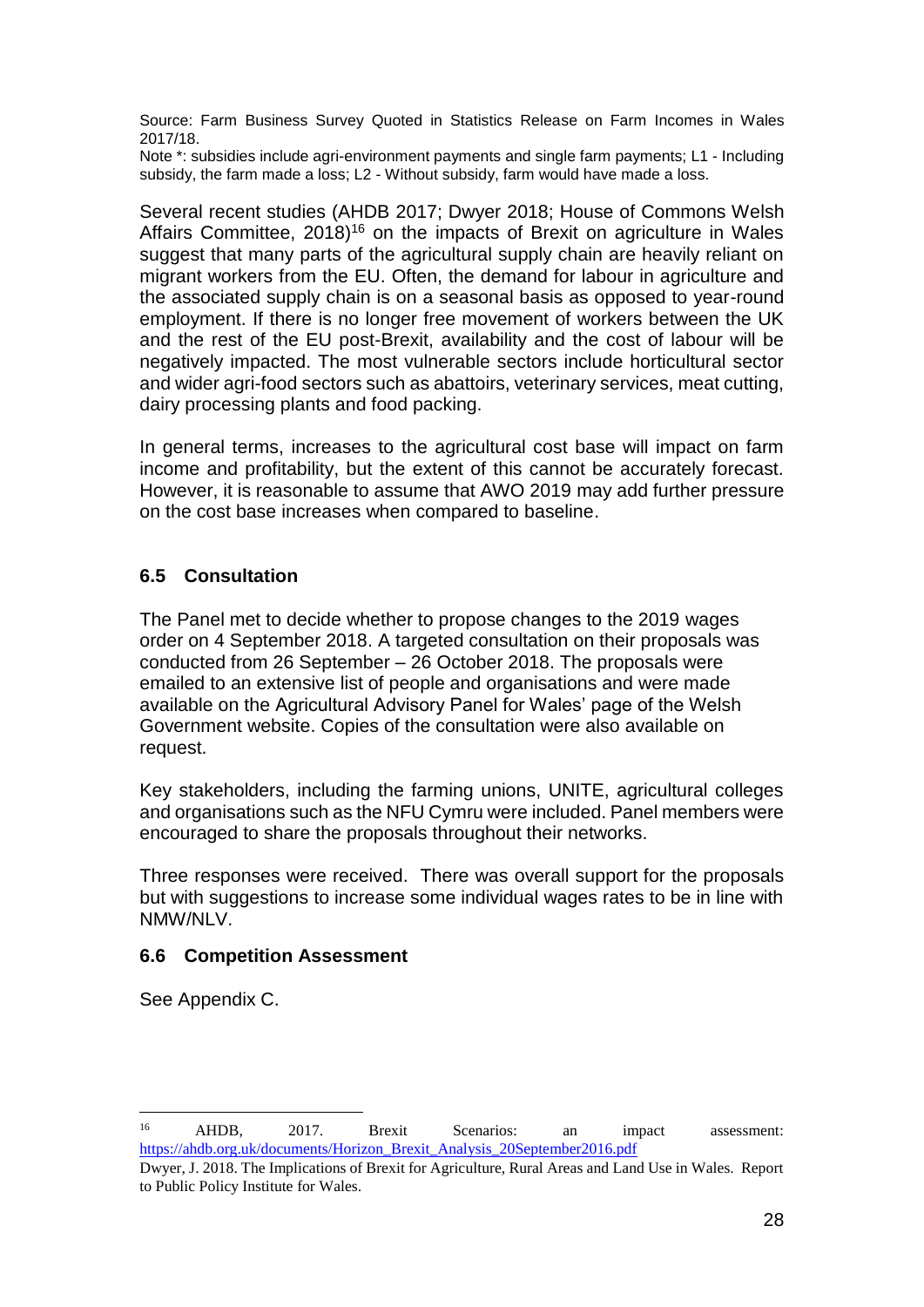Source: Farm Business Survey Quoted in Statistics Release on Farm Incomes in Wales 2017/18.

Note *: subsidies include agri-environment payments and single farm payments; L1 - Including subsidy, the farm made a loss; L2 - Without subsidy, farm would have made a loss.

Several recent studies (AHDB 2017; Dwyer 2018; House of Commons Welsh Affairs Committee, 2018)[16] on the impacts of Brexit on agriculture in Wales suggest that many parts of the agricultural supply chain are heavily reliant on migrant workers from the EU. Often, the demand for labour in agriculture and the associated supply chain is on a seasonal basis as opposed to year-round employment. If there is no longer free movement of workers between the UK and the rest of the EU post-Brexit, availability and the cost of labour will be negatively impacted. The most vulnerable sectors include horticultural sector and wider agri-food sectors such as abattoirs, veterinary services, meat cutting, dairy processing plants and food packing.

In general terms, increases to the agricultural cost base will impact on farm income and profitability, but the extent of this cannot be accurately forecast. However, it is reasonable to assume that AWO 2019 may add further pressure on the cost base increases when compared to baseline.

## 6.5 Consultation

The Panel met to decide whether to propose changes to the 2019 wages order on 4 September 2018. A targeted consultation on their proposals was conducted from 26 September – 26 October 2018. The proposals were emailed to an extensive list of people and organisations and were made available on the Agricultural Advisory Panel for Wales' page of the Welsh Government website. Copies of the consultation were also available on request.

Key stakeholders, including the farming unions, UNITE, agricultural colleges and organisations such as the NFU Cymru were included. Panel members were encouraged to share the proposals throughout their networks.

Three responses were received. There was overall support for the proposals but with suggestions to increase some individual wages rates to be in line with NMW/NLV.

## 6.6 Competition Assessment

See Appendix C.

---

[16] AHDB, 2017. Brexit Scenarios: an impact assessment: https://ahdb.org.uk/documents/Horizon_Brexit_Analysis_20September2016.pdf

Dwyer, J. 2018. The Implications of Brexit for Agriculture, Rural Areas and Land Use in Wales. Report to Public Policy Institute for Wales.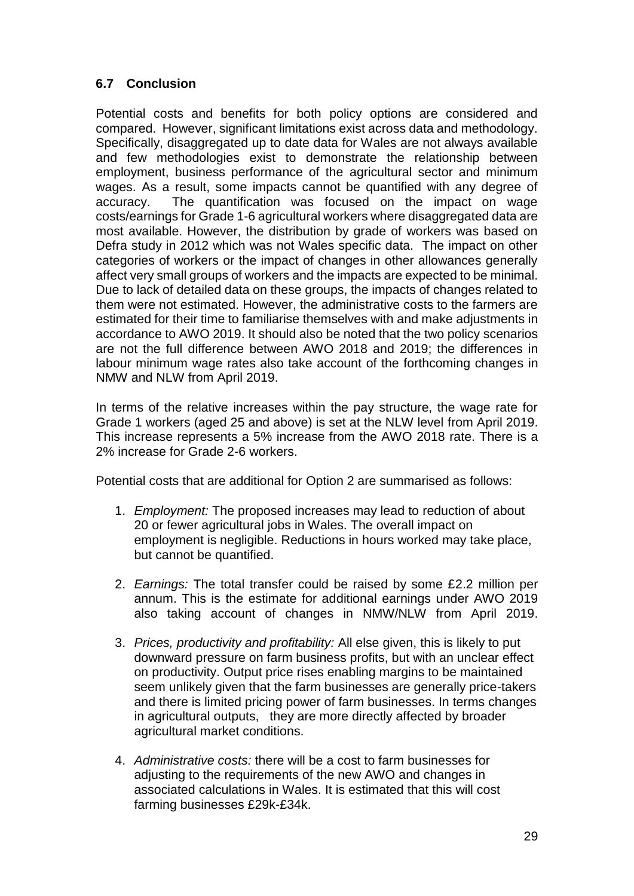### 6.7 Conclusion

Potential costs and benefits for both policy options are considered and compared. However, significant limitations exist across data and methodology. Specifically, disaggregated up to date data for Wales are not always available and few methodologies exist to demonstrate the relationship between employment, business performance of the agricultural sector and minimum wages. As a result, some impacts cannot be quantified with any degree of accuracy. The quantification was focused on the impact on wage costs/earnings for Grade 1-6 agricultural workers where disaggregated data are most available. However, the distribution by grade of workers was based on Defra study in 2012 which was not Wales specific data. The impact on other categories of workers or the impact of changes in other allowances generally affect very small groups of workers and the impacts are expected to be minimal. Due to lack of detailed data on these groups, the impacts of changes related to them were not estimated. However, the administrative costs to the farmers are estimated for their time to familiarise themselves with and make adjustments in accordance to AWO 2019. It should also be noted that the two policy scenarios are not the full difference between AWO 2018 and 2019; the differences in labour minimum wage rates also take account of the forthcoming changes in NMW and NLW from April 2019.

In terms of the relative increases within the pay structure, the wage rate for Grade 1 workers (aged 25 and above) is set at the NLW level from April 2019. This increase represents a 5% increase from the AWO 2018 rate. There is a 2% increase for Grade 2-6 workers.

Potential costs that are additional for Option 2 are summarised as follows:

1. *Employment:* The proposed increases may lead to reduction of about 20 or fewer agricultural jobs in Wales. The overall impact on employment is negligible. Reductions in hours worked may take place, but cannot be quantified.
2. *Earnings:* The total transfer could be raised by some £2.2 million per annum. This is the estimate for additional earnings under AWO 2019 also taking account of changes in NMW/NLW from April 2019.
3. *Prices, productivity and profitability:* All else given, this is likely to put downward pressure on farm business profits, but with an unclear effect on productivity. Output price rises enabling margins to be maintained seem unlikely given that the farm businesses are generally price-takers and there is limited pricing power of farm businesses. In terms changes in agricultural outputs, they are more directly affected by broader agricultural market conditions.
4. *Administrative costs:* there will be a cost to farm businesses for adjusting to the requirements of the new AWO and changes in associated calculations in Wales. It is estimated that this will cost farming businesses £29k-£34k.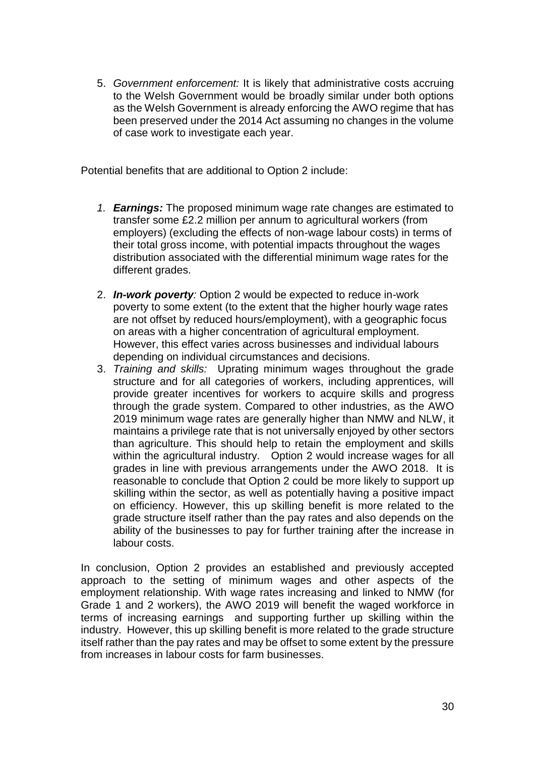5. *Government enforcement:* It is likely that administrative costs accruing to the Welsh Government would be broadly similar under both options as the Welsh Government is already enforcing the AWO regime that has been preserved under the 2014 Act assuming no changes in the volume of case work to investigate each year.

Potential benefits that are additional to Option 2 include:

1. ***Earnings:*** The proposed minimum wage rate changes are estimated to transfer some £2.2 million per annum to agricultural workers (from employers) (excluding the effects of non-wage labour costs) in terms of their total gross income, with potential impacts throughout the wages distribution associated with the differential minimum wage rates for the different grades.
2. ***In-work poverty**:* Option 2 would be expected to reduce in-work poverty to some extent (to the extent that the higher hourly wage rates are not offset by reduced hours/employment), with a geographic focus on areas with a higher concentration of agricultural employment. However, this effect varies across businesses and individual labours depending on individual circumstances and decisions.
3. *Training and skills:* Uprating minimum wages throughout the grade structure and for all categories of workers, including apprentices, will provide greater incentives for workers to acquire skills and progress through the grade system. Compared to other industries, as the AWO 2019 minimum wage rates are generally higher than NMW and NLW, it maintains a privilege rate that is not universally enjoyed by other sectors than agriculture. This should help to retain the employment and skills within the agricultural industry. Option 2 would increase wages for all grades in line with previous arrangements under the AWO 2018. It is reasonable to conclude that Option 2 could be more likely to support up skilling within the sector, as well as potentially having a positive impact on efficiency. However, this up skilling benefit is more related to the grade structure itself rather than the pay rates and also depends on the ability of the businesses to pay for further training after the increase in labour costs.

In conclusion, Option 2 provides an established and previously accepted approach to the setting of minimum wages and other aspects of the employment relationship. With wage rates increasing and linked to NMW (for Grade 1 and 2 workers), the AWO 2019 will benefit the waged workforce in terms of increasing earnings and supporting further up skilling within the industry. However, this up skilling benefit is more related to the grade structure itself rather than the pay rates and may be offset to some extent by the pressure from increases in labour costs for farm businesses.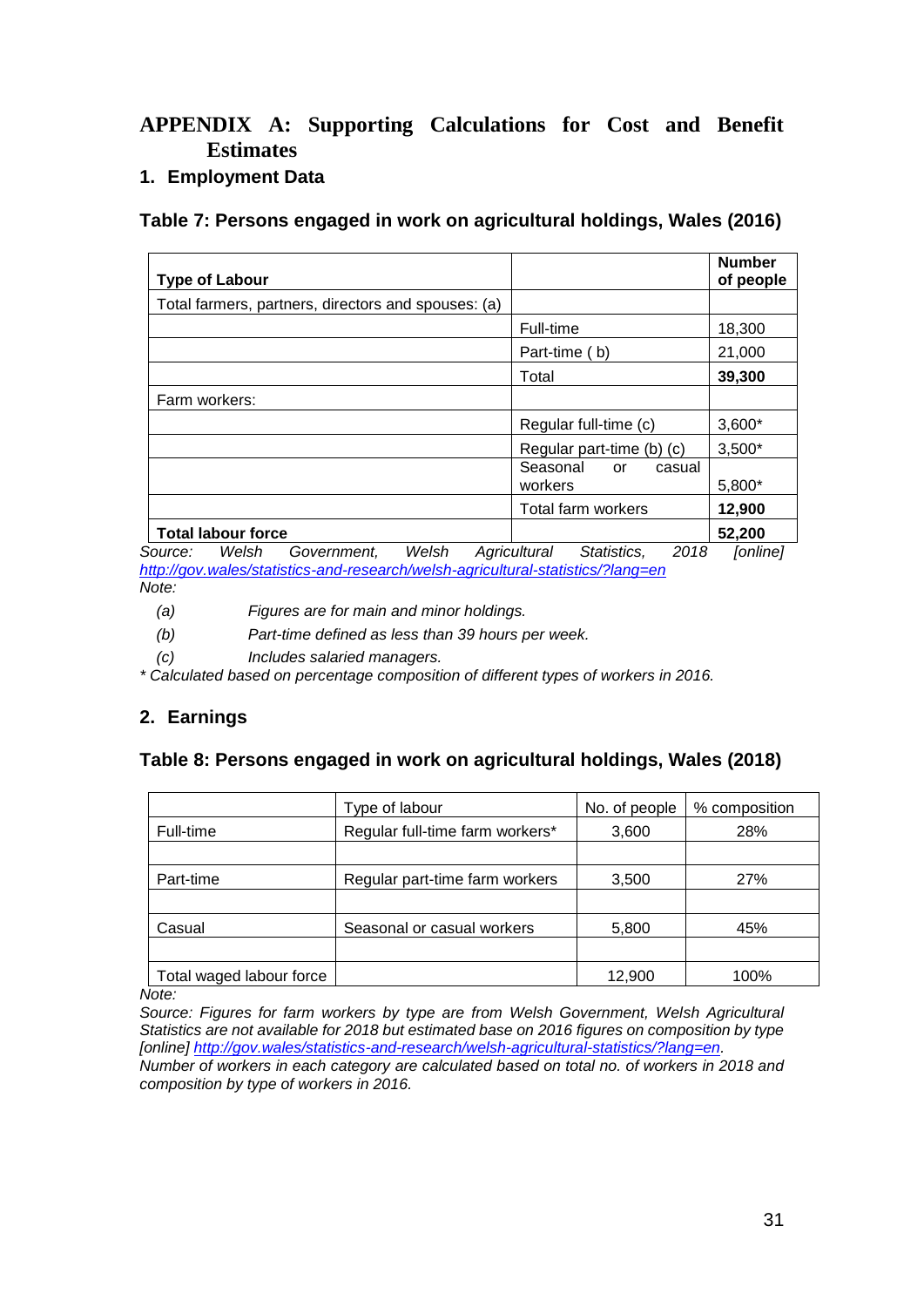# APPENDIX A: Supporting Calculations for Cost and Benefit Estimates

## 1. Employment Data

### Table 7: Persons engaged in work on agricultural holdings, Wales (2016)

| Type of Labour | | Number of people |
|---|---|---|
| Total farmers, partners, directors and spouses: (a) | | |
| | Full-time | 18,300 |
| | Part-time ( b) | 21,000 |
| | Total | **39,300** |
| Farm workers: | | |
| | Regular full-time (c) | 3,600* |
| | Regular part-time (b) (c) | 3,500* |
| | Seasonal or casual workers | 5,800* |
| | Total farm workers | **12,900** |
| **Total labour force** | | **52,200** |

*Source: Welsh Government, Welsh Agricultural Statistics, 2018 [online]* *http://gov.wales/statistics-and-research/welsh-agricultural-statistics/?lang=en*

*Note:*

- *(a) Figures are for main and minor holdings.*
- *(b) Part-time defined as less than 39 hours per week.*
- *(c) Includes salaried managers.*

*\* Calculated based on percentage composition of different types of workers in 2016.*

## 2. Earnings

### Table 8: Persons engaged in work on agricultural holdings, Wales (2018)

| | Type of labour | No. of people | % composition |
|---|---|---|---|
| Full-time | Regular full-time farm workers* | 3,600 | 28% |
| | | | |
| Part-time | Regular part-time farm workers | 3,500 | 27% |
| | | | |
| Casual | Seasonal or casual workers | 5,800 | 45% |
| | | | |
| Total waged labour force | | 12,900 | 100% |

*Note:*

*Source: Figures for farm workers by type are from Welsh Government, Welsh Agricultural Statistics are not available for 2018 but estimated base on 2016 figures on composition by type [online] http://gov.wales/statistics-and-research/welsh-agricultural-statistics/?lang=en.*

*Number of workers in each category are calculated based on total no. of workers in 2018 and composition by type of workers in 2016.*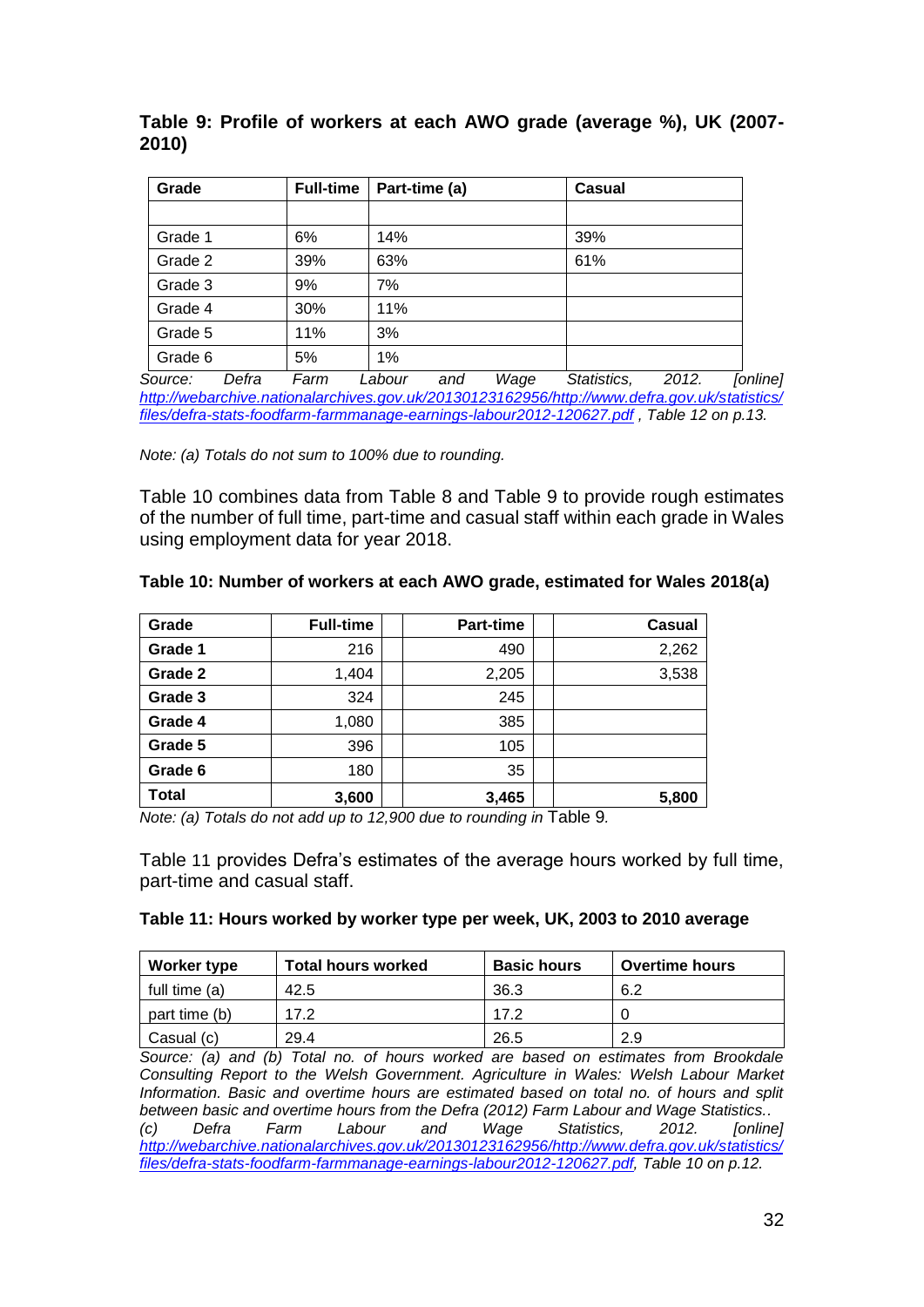**Table 9: Profile of workers at each AWO grade (average %), UK (2007-2010)**

| Grade | Full-time | Part-time (a) | Casual |
|---|---|---|---|
| | | | |
| Grade 1 | 6% | 14% | 39% |
| Grade 2 | 39% | 63% | 61% |
| Grade 3 | 9% | 7% | |
| Grade 4 | 30% | 11% | |
| Grade 5 | 11% | 3% | |
| Grade 6 | 5% | 1% | |

*Source: Defra Farm Labour and Wage Statistics, 2012. [online] [http://webarchive.nationalarchives.gov.uk/20130123162956/http://www.defra.gov.uk/statistics/files/defra-stats-foodfarm-farmmanage-earnings-labour2012-120627.pdf](http://webarchive.nationalarchives.gov.uk/20130123162956/http://www.defra.gov.uk/statistics/files/defra-stats-foodfarm-farmmanage-earnings-labour2012-120627.pdf) , Table 12 on p.13.*

*Note: (a) Totals do not sum to 100% due to rounding.*

Table 10 combines data from Table 8 and Table 9 to provide rough estimates of the number of full time, part-time and casual staff within each grade in Wales using employment data for year 2018.

**Table 10: Number of workers at each AWO grade, estimated for Wales 2018(a)**

| Grade | Full-time | Part-time | Casual |
|---|---|---|---|
| **Grade 1** | 216 | 490 | 2,262 |
| **Grade 2** | 1,404 | 2,205 | 3,538 |
| **Grade 3** | 324 | 245 | |
| **Grade 4** | 1,080 | 385 | |
| **Grade 5** | 396 | 105 | |
| **Grade 6** | 180 | 35 | |
| **Total** | **3,600** | **3,465** | **5,800** |

*Note: (a) Totals do not add up to 12,900 due to rounding in* Table 9*.*

Table 11 provides Defra's estimates of the average hours worked by full time, part-time and casual staff.

**Table 11: Hours worked by worker type per week, UK, 2003 to 2010 average**

| Worker type | Total hours worked | Basic hours | Overtime hours |
|---|---|---|---|
| full time (a) | 42.5 | 36.3 | 6.2 |
| part time (b) | 17.2 | 17.2 | 0 |
| Casual (c) | 29.4 | 26.5 | 2.9 |

*Source: (a) and (b) Total no. of hours worked are based on estimates from Brookdale Consulting Report to the Welsh Government. Agriculture in Wales: Welsh Labour Market Information. Basic and overtime hours are estimated based on total no. of hours and split between basic and overtime hours from the Defra (2012) Farm Labour and Wage Statistics..*
*(c) Defra Farm Labour and Wage Statistics, 2012. [online] [http://webarchive.nationalarchives.gov.uk/20130123162956/http://www.defra.gov.uk/statistics/files/defra-stats-foodfarm-farmmanage-earnings-labour2012-120627.pdf](http://webarchive.nationalarchives.gov.uk/20130123162956/http://www.defra.gov.uk/statistics/files/defra-stats-foodfarm-farmmanage-earnings-labour2012-120627.pdf), Table 10 on p.12.*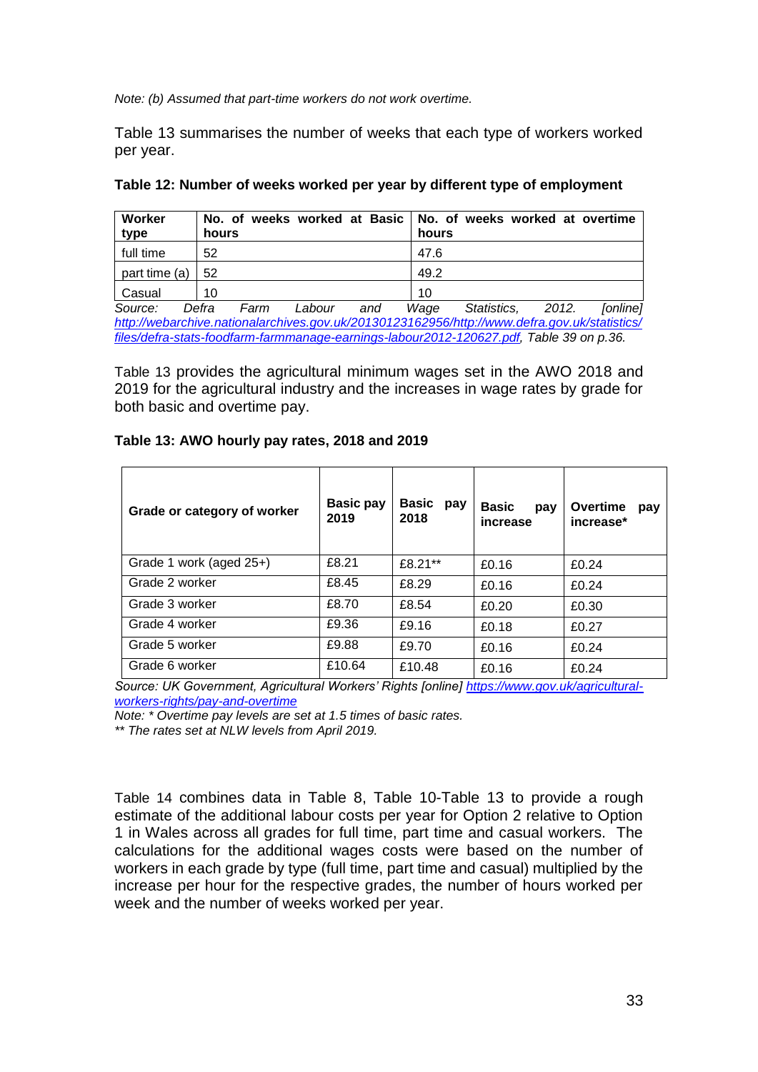*Note: (b) Assumed that part-time workers do not work overtime.*

Table 13 summarises the number of weeks that each type of workers worked per year.

**Table 12: Number of weeks worked per year by different type of employment**

| Worker type | No. of weeks worked at Basic hours | No. of weeks worked at overtime hours |
|---|---|---|
| full time | 52 | 47.6 |
| part time (a) | 52 | 49.2 |
| Casual | 10 | 10 |

*Source: Defra Farm Labour and Wage Statistics, 2012. [online] http://webarchive.nationalarchives.gov.uk/20130123162956/http://www.defra.gov.uk/statistics/files/defra-stats-foodfarm-farmmanage-earnings-labour2012-120627.pdf, Table 39 on p.36.*

Table 13 provides the agricultural minimum wages set in the AWO 2018 and 2019 for the agricultural industry and the increases in wage rates by grade for both basic and overtime pay.

**Table 13: AWO hourly pay rates, 2018 and 2019**

| Grade or category of worker | Basic pay 2019 | Basic pay 2018 | Basic pay increase | Overtime pay increase* |
|---|---|---|---|---|
| Grade 1 work (aged 25+) | £8.21 | £8.21** | £0.16 | £0.24 |
| Grade 2 worker | £8.45 | £8.29 | £0.16 | £0.24 |
| Grade 3 worker | £8.70 | £8.54 | £0.20 | £0.30 |
| Grade 4 worker | £9.36 | £9.16 | £0.18 | £0.27 |
| Grade 5 worker | £9.88 | £9.70 | £0.16 | £0.24 |
| Grade 6 worker | £10.64 | £10.48 | £0.16 | £0.24 |

*Source: UK Government, Agricultural Workers' Rights [online] https://www.gov.uk/agricultural-workers-rights/pay-and-overtime*

*Note: * Overtime pay levels are set at 1.5 times of basic rates.*

*** The rates set at NLW levels from April 2019.*

Table 14 combines data in Table 8, Table 10-Table 13 to provide a rough estimate of the additional labour costs per year for Option 2 relative to Option 1 in Wales across all grades for full time, part time and casual workers. The calculations for the additional wages costs were based on the number of workers in each grade by type (full time, part time and casual) multiplied by the increase per hour for the respective grades, the number of hours worked per week and the number of weeks worked per year.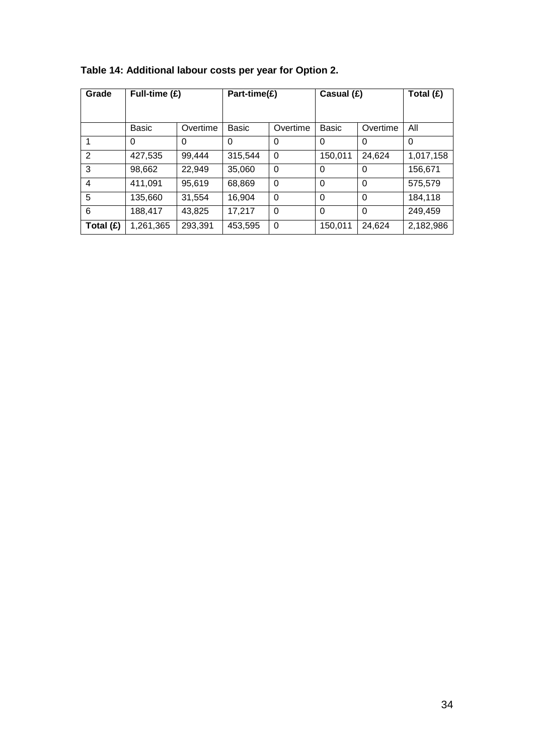**Table 14: Additional labour costs per year for Option 2.**

| Grade | Full-time (£) | | Part-time(£) | | Casual (£) | | Total (£) |
|---|---|---|---|---|---|---|---|
| | Basic | Overtime | Basic | Overtime | Basic | Overtime | All |
| 1 | 0 | 0 | 0 | 0 | 0 | 0 | 0 |
| 2 | 427,535 | 99,444 | 315,544 | 0 | 150,011 | 24,624 | 1,017,158 |
| 3 | 98,662 | 22,949 | 35,060 | 0 | 0 | 0 | 156,671 |
| 4 | 411,091 | 95,619 | 68,869 | 0 | 0 | 0 | 575,579 |
| 5 | 135,660 | 31,554 | 16,904 | 0 | 0 | 0 | 184,118 |
| 6 | 188,417 | 43,825 | 17,217 | 0 | 0 | 0 | 249,459 |
| **Total (£)** | 1,261,365 | 293,391 | 453,595 | 0 | 150,011 | 24,624 | 2,182,986 |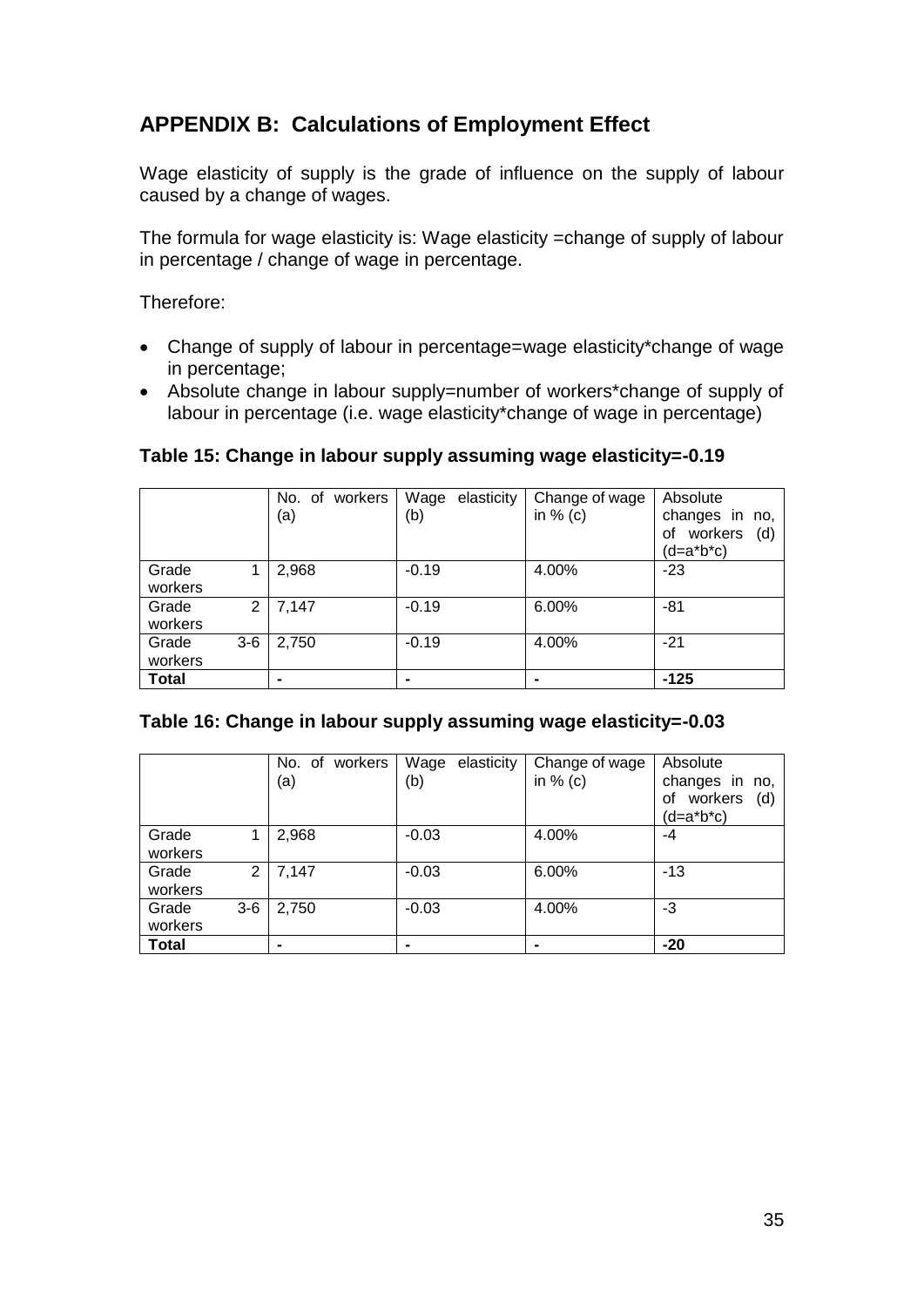## APPENDIX B: Calculations of Employment Effect

Wage elasticity of supply is the grade of influence on the supply of labour caused by a change of wages.

The formula for wage elasticity is: Wage elasticity =change of supply of labour in percentage / change of wage in percentage.

Therefore:

- Change of supply of labour in percentage=wage elasticity*change of wage in percentage;
- Absolute change in labour supply=number of workers*change of supply of labour in percentage (i.e. wage elasticity*change of wage in percentage)

**Table 15: Change in labour supply assuming wage elasticity=-0.19**

| | No. of workers (a) | Wage elasticity (b) | Change of wage in % (c) | Absolute changes in no, of workers (d) (d=a*b*c) |
|---|---|---|---|---|
| Grade 1 workers | 2,968 | -0.19 | 4.00% | -23 |
| Grade 2 workers | 7,147 | -0.19 | 6.00% | -81 |
| Grade 3-6 workers | 2,750 | -0.19 | 4.00% | -21 |
| **Total** | - | - | - | **-125** |

**Table 16: Change in labour supply assuming wage elasticity=-0.03**

| | No. of workers (a) | Wage elasticity (b) | Change of wage in % (c) | Absolute changes in no, of workers (d) (d=a*b*c) |
|---|---|---|---|---|
| Grade 1 workers | 2,968 | -0.03 | 4.00% | -4 |
| Grade 2 workers | 7,147 | -0.03 | 6.00% | -13 |
| Grade 3-6 workers | 2,750 | -0.03 | 4.00% | -3 |
| **Total** | - | - | - | **-20** |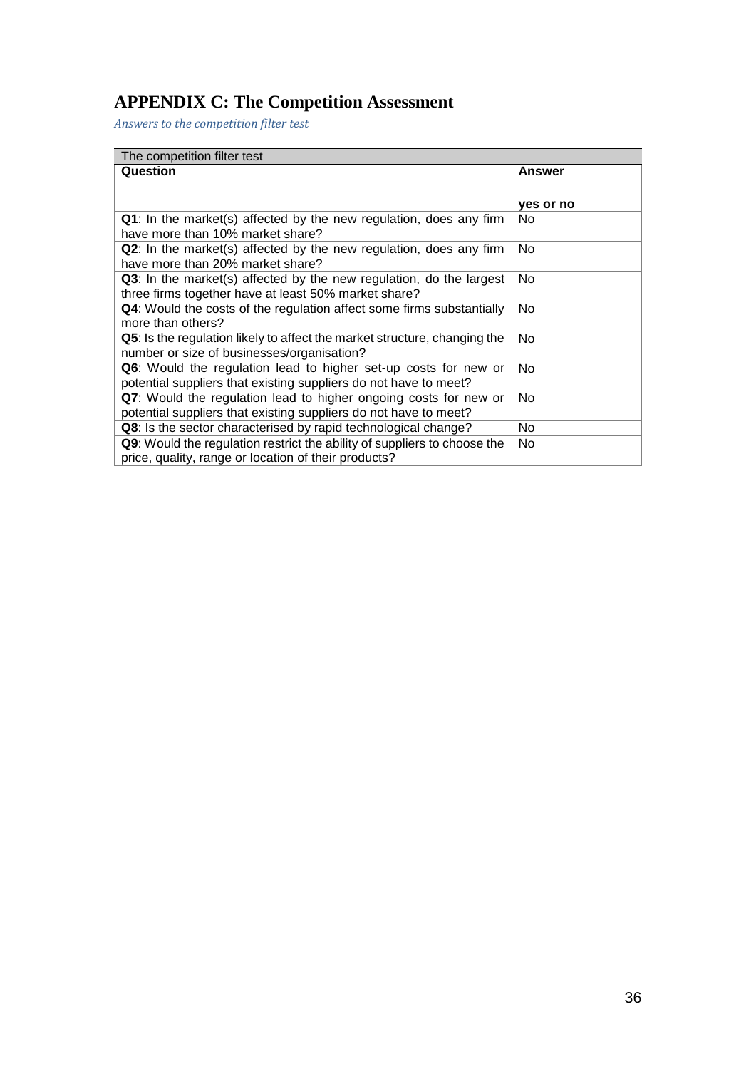## APPENDIX C: The Competition Assessment

*Answers to the competition filter test*

| The competition filter test | |
|---|---|
| **Question** | **Answer**<br><br>**yes or no** |
| **Q1**: In the market(s) affected by the new regulation, does any firm have more than 10% market share? | No |
| **Q2**: In the market(s) affected by the new regulation, does any firm have more than 20% market share? | No |
| **Q3**: In the market(s) affected by the new regulation, do the largest three firms together have at least 50% market share? | No |
| **Q4**: Would the costs of the regulation affect some firms substantially more than others? | No |
| **Q5**: Is the regulation likely to affect the market structure, changing the number or size of businesses/organisation? | No |
| **Q6**: Would the regulation lead to higher set-up costs for new or potential suppliers that existing suppliers do not have to meet? | No |
| **Q7**: Would the regulation lead to higher ongoing costs for new or potential suppliers that existing suppliers do not have to meet? | No |
| **Q8**: Is the sector characterised by rapid technological change? | No |
| **Q9**: Would the regulation restrict the ability of suppliers to choose the price, quality, range or location of their products? | No |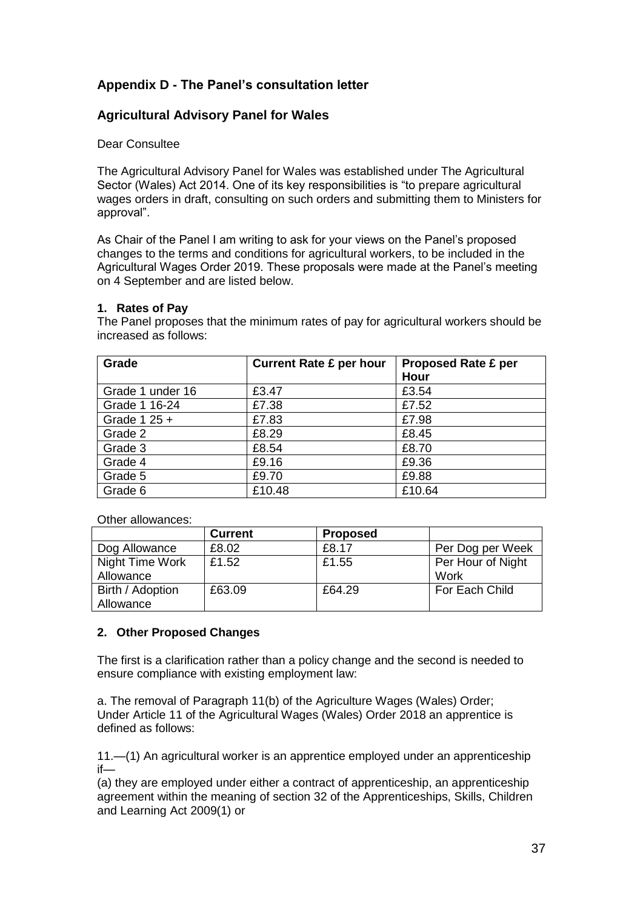## Appendix D - The Panel's consultation letter

## Agricultural Advisory Panel for Wales

Dear Consultee

The Agricultural Advisory Panel for Wales was established under The Agricultural Sector (Wales) Act 2014. One of its key responsibilities is "to prepare agricultural wages orders in draft, consulting on such orders and submitting them to Ministers for approval".

As Chair of the Panel I am writing to ask for your views on the Panel's proposed changes to the terms and conditions for agricultural workers, to be included in the Agricultural Wages Order 2019. These proposals were made at the Panel's meeting on 4 September and are listed below.

**1. Rates of Pay**

The Panel proposes that the minimum rates of pay for agricultural workers should be increased as follows:

| Grade | Current Rate £ per hour | Proposed Rate £ per Hour |
|---|---|---|
| Grade 1 under 16 | £3.47 | £3.54 |
| Grade 1 16-24 | £7.38 | £7.52 |
| Grade 1 25 + | £7.83 | £7.98 |
| Grade 2 | £8.29 | £8.45 |
| Grade 3 | £8.54 | £8.70 |
| Grade 4 | £9.16 | £9.36 |
| Grade 5 | £9.70 | £9.88 |
| Grade 6 | £10.48 | £10.64 |

Other allowances:

| | Current | Proposed | |
|---|---|---|---|
| Dog Allowance | £8.02 | £8.17 | Per Dog per Week |
| Night Time Work Allowance | £1.52 | £1.55 | Per Hour of Night Work |
| Birth / Adoption Allowance | £63.09 | £64.29 | For Each Child |

**2. Other Proposed Changes**

The first is a clarification rather than a policy change and the second is needed to ensure compliance with existing employment law:

a. The removal of Paragraph 11(b) of the Agriculture Wages (Wales) Order; Under Article 11 of the Agricultural Wages (Wales) Order 2018 an apprentice is defined as follows:

11.—(1) An agricultural worker is an apprentice employed under an apprenticeship if—

(a) they are employed under either a contract of apprenticeship, an apprenticeship agreement within the meaning of section 32 of the Apprenticeships, Skills, Children and Learning Act 2009(1) or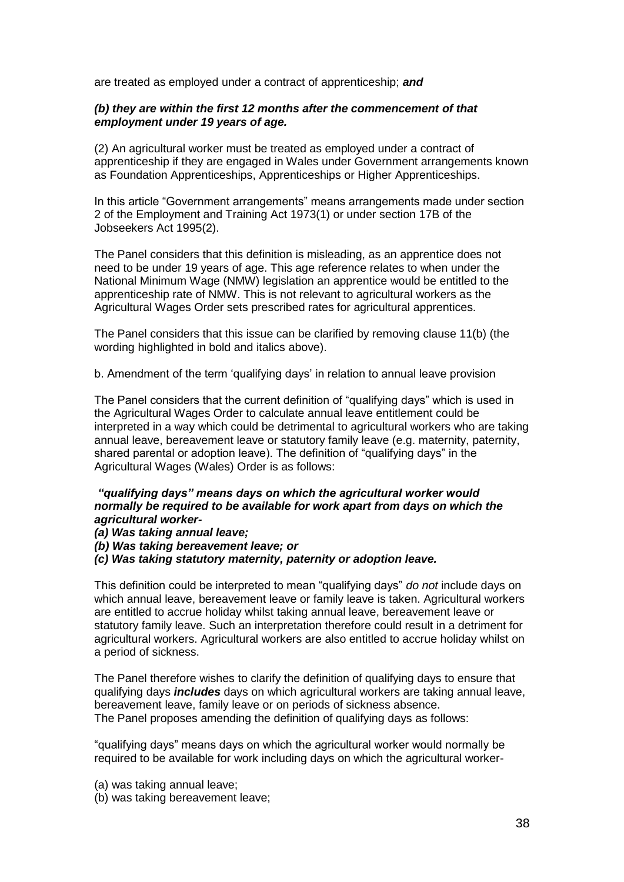are treated as employed under a contract of apprenticeship; ***and***

***(b) they are within the first 12 months after the commencement of that employment under 19 years of age.***

(2) An agricultural worker must be treated as employed under a contract of apprenticeship if they are engaged in Wales under Government arrangements known as Foundation Apprenticeships, Apprenticeships or Higher Apprenticeships.

In this article "Government arrangements" means arrangements made under section 2 of the Employment and Training Act 1973(1) or under section 17B of the Jobseekers Act 1995(2).

The Panel considers that this definition is misleading, as an apprentice does not need to be under 19 years of age. This age reference relates to when under the National Minimum Wage (NMW) legislation an apprentice would be entitled to the apprenticeship rate of NMW. This is not relevant to agricultural workers as the Agricultural Wages Order sets prescribed rates for agricultural apprentices.

The Panel considers that this issue can be clarified by removing clause 11(b) (the wording highlighted in bold and italics above).

b. Amendment of the term 'qualifying days' in relation to annual leave provision

The Panel considers that the current definition of "qualifying days" which is used in the Agricultural Wages Order to calculate annual leave entitlement could be interpreted in a way which could be detrimental to agricultural workers who are taking annual leave, bereavement leave or statutory family leave (e.g. maternity, paternity, shared parental or adoption leave). The definition of "qualifying days" in the Agricultural Wages (Wales) Order is as follows:

***"qualifying days" means days on which the agricultural worker would normally be required to be available for work apart from days on which the agricultural worker-***

***(a) Was taking annual leave;***
***(b) Was taking bereavement leave; or***
***(c) Was taking statutory maternity, paternity or adoption leave.***

This definition could be interpreted to mean "qualifying days" *do not* include days on which annual leave, bereavement leave or family leave is taken. Agricultural workers are entitled to accrue holiday whilst taking annual leave, bereavement leave or statutory family leave. Such an interpretation therefore could result in a detriment for agricultural workers. Agricultural workers are also entitled to accrue holiday whilst on a period of sickness.

The Panel therefore wishes to clarify the definition of qualifying days to ensure that qualifying days ***includes*** days on which agricultural workers are taking annual leave, bereavement leave, family leave or on periods of sickness absence.
The Panel proposes amending the definition of qualifying days as follows:

"qualifying days" means days on which the agricultural worker would normally be required to be available for work including days on which the agricultural worker-

(a) was taking annual leave;
(b) was taking bereavement leave;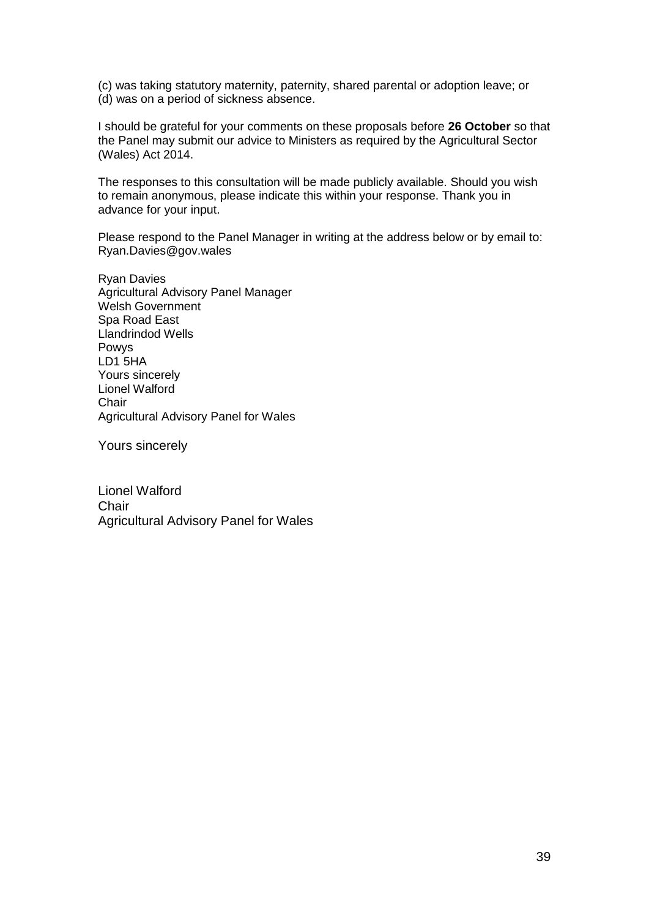(c) was taking statutory maternity, paternity, shared parental or adoption leave; or
(d) was on a period of sickness absence.

I should be grateful for your comments on these proposals before **26 October** so that the Panel may submit our advice to Ministers as required by the Agricultural Sector (Wales) Act 2014.

The responses to this consultation will be made publicly available. Should you wish to remain anonymous, please indicate this within your response. Thank you in advance for your input.

Please respond to the Panel Manager in writing at the address below or by email to: Ryan.Davies@gov.wales

Ryan Davies
Agricultural Advisory Panel Manager
Welsh Government
Spa Road East
Llandrindod Wells
Powys
LD1 5HA
Yours sincerely
Lionel Walford
Chair
Agricultural Advisory Panel for Wales

Yours sincerely

Lionel Walford
Chair
Agricultural Advisory Panel for Wales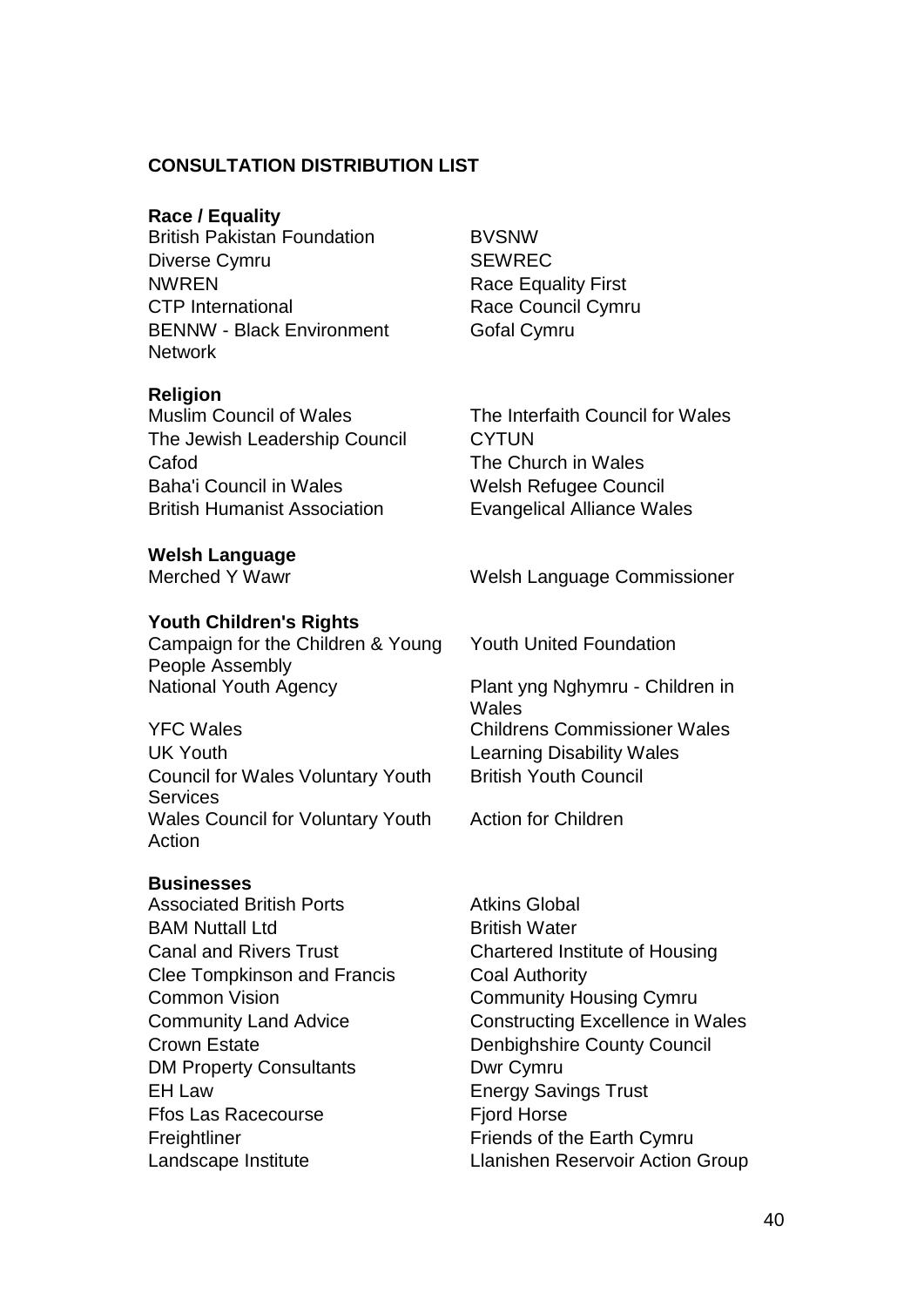**CONSULTATION DISTRIBUTION LIST**

**Race / Equality**

British Pakistan Foundation
Diverse Cymru
NWREN
CTP International
BENNW - Black Environment Network
BVSNW
SEWREC
Race Equality First
Race Council Cymru
Gofal Cymru

**Religion**

Muslim Council of Wales
The Jewish Leadership Council
Cafod
Baha'i Council in Wales
British Humanist Association
The Interfaith Council for Wales
CYTUN
The Church in Wales
Welsh Refugee Council
Evangelical Alliance Wales

**Welsh Language**

Merched Y Wawr
Welsh Language Commissioner

**Youth Children's Rights**

Campaign for the Children & Young People Assembly
National Youth Agency
YFC Wales
UK Youth
Council for Wales Voluntary Youth Services
Wales Council for Voluntary Youth Action
Youth United Foundation
Plant yng Nghymru - Children in Wales
Childrens Commissioner Wales
Learning Disability Wales
British Youth Council
Action for Children

**Businesses**

Associated British Ports
BAM Nuttall Ltd
Canal and Rivers Trust
Clee Tompkinson and Francis
Common Vision
Community Land Advice
Crown Estate
DM Property Consultants
EH Law
Ffos Las Racecourse
Freightliner
Landscape Institute
Atkins Global
British Water
Chartered Institute of Housing
Coal Authority
Community Housing Cymru
Constructing Excellence in Wales
Denbighshire County Council
Dwr Cymru
Energy Savings Trust
Fjord Horse
Friends of the Earth Cymru
Llanishen Reservoir Action Group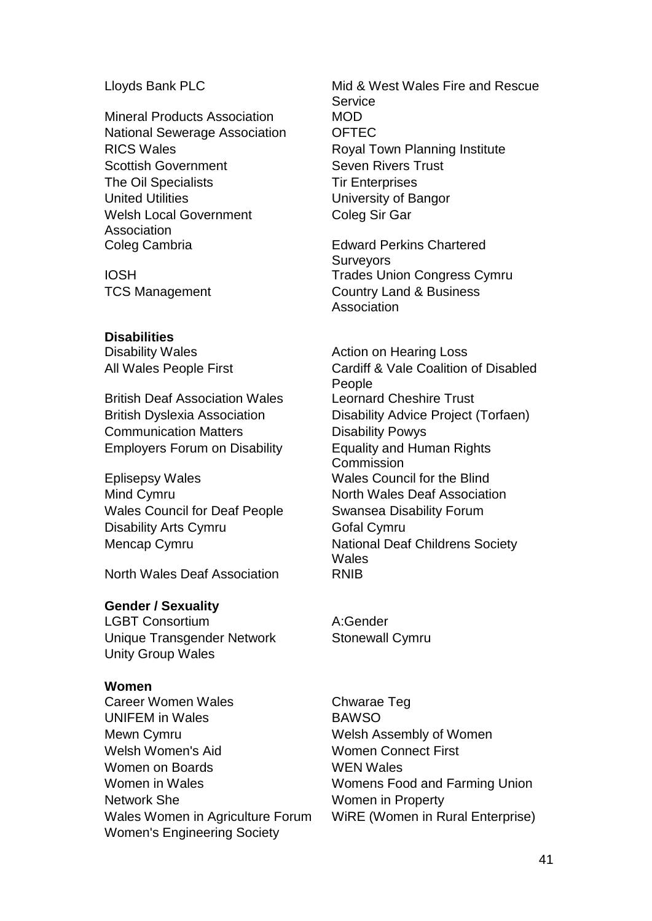Lloyds Bank PLC
Mineral Products Association
National Sewerage Association
RICS Wales
Scottish Government
The Oil Specialists
United Utilities
Welsh Local Government Association
Coleg Cambria
IOSH
TCS Management
Mid & West Wales Fire and Rescue Service
MOD
OFTEC
Royal Town Planning Institute
Seven Rivers Trust
Tir Enterprises
University of Bangor
Coleg Sir Gar
Edward Perkins Chartered Surveyors
Trades Union Congress Cymru
Country Land & Business Association

**Disabilities**

Disability Wales
All Wales People First
British Deaf Association Wales
British Dyslexia Association
Communication Matters
Employers Forum on Disability
Eplisepsy Wales
Mind Cymru
Wales Council for Deaf People
Disability Arts Cymru
Mencap Cymru
North Wales Deaf Association
Action on Hearing Loss
Cardiff & Vale Coalition of Disabled People
Leornard Cheshire Trust
Disability Advice Project (Torfaen)
Disability Powys
Equality and Human Rights Commission
Wales Council for the Blind
North Wales Deaf Association
Swansea Disability Forum
Gofal Cymru
National Deaf Childrens Society Wales
RNIB

**Gender / Sexuality**

LGBT Consortium
Unique Transgender Network
Unity Group Wales
A:Gender
Stonewall Cymru

**Women**

Career Women Wales
UNIFEM in Wales
Mewn Cymru
Welsh Women's Aid
Women on Boards
Women in Wales
Network She
Wales Women in Agriculture Forum
Women's Engineering Society
Chwarae Teg
BAWSO
Welsh Assembly of Women
Women Connect First
WEN Wales
Womens Food and Farming Union
Women in Property
WiRE (Women in Rural Enterprise)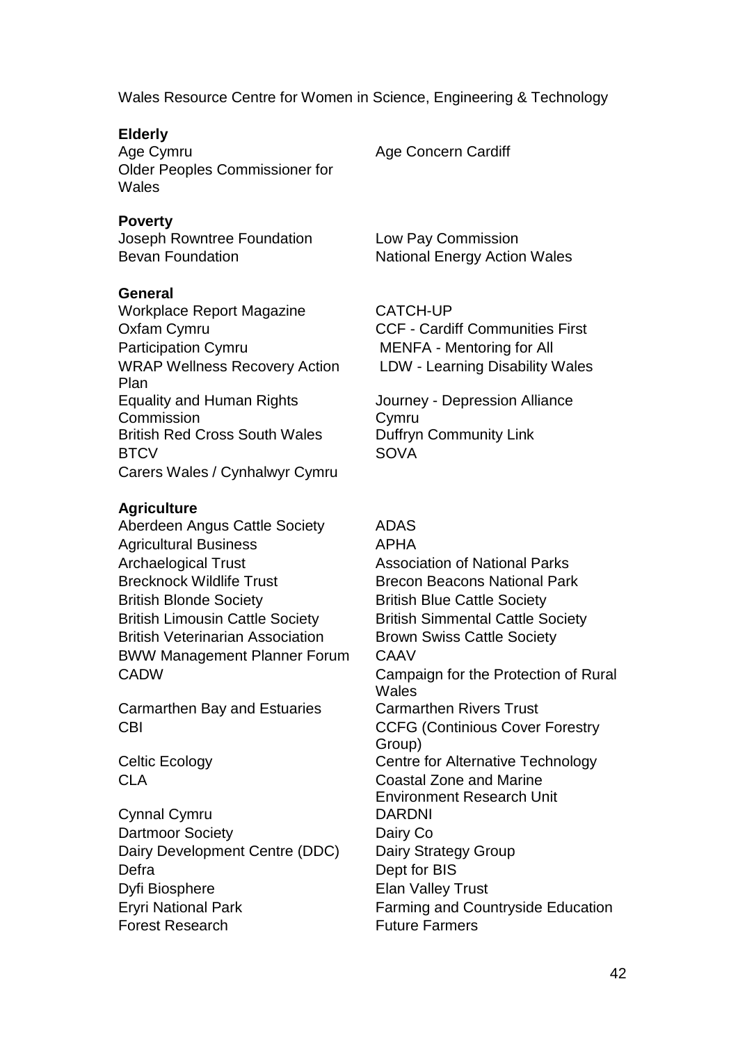Wales Resource Centre for Women in Science, Engineering & Technology

**Elderly**

Age Cymru
Older Peoples Commissioner for Wales
Age Concern Cardiff

**Poverty**

Joseph Rowntree Foundation
Bevan Foundation
Low Pay Commission
National Energy Action Wales

**General**

Workplace Report Magazine
Oxfam Cymru
Participation Cymru
WRAP Wellness Recovery Action Plan
Equality and Human Rights Commission
British Red Cross South Wales
BTCV
Carers Wales / Cynhalwyr Cymru
CATCH-UP
CCF - Cardiff Communities First
MENFA - Mentoring for All
LDW - Learning Disability Wales
Journey - Depression Alliance Cymru
Duffryn Community Link
SOVA

**Agriculture**

Aberdeen Angus Cattle Society
Agricultural Business
Archaelogical Trust
Brecknock Wildlife Trust
British Blonde Society
British Limousin Cattle Society
British Veterinarian Association
BWW Management Planner Forum
CADW
Carmarthen Bay and Estuaries
CBI
Celtic Ecology
CLA
Cynnal Cymru
Dartmoor Society
Dairy Development Centre (DDC)
Defra
Dyfi Biosphere
Eryri National Park
Forest Research
ADAS
APHA
Association of National Parks
Brecon Beacons National Park
British Blue Cattle Society
British Simmental Cattle Society
Brown Swiss Cattle Society
CAAV
Campaign for the Protection of Rural Wales
Carmarthen Rivers Trust
CCFG (Continious Cover Forestry Group)
Centre for Alternative Technology
Coastal Zone and Marine Environment Research Unit
DARDNI
Dairy Co
Dairy Strategy Group
Dept for BIS
Elan Valley Trust
Farming and Countryside Education
Future Farmers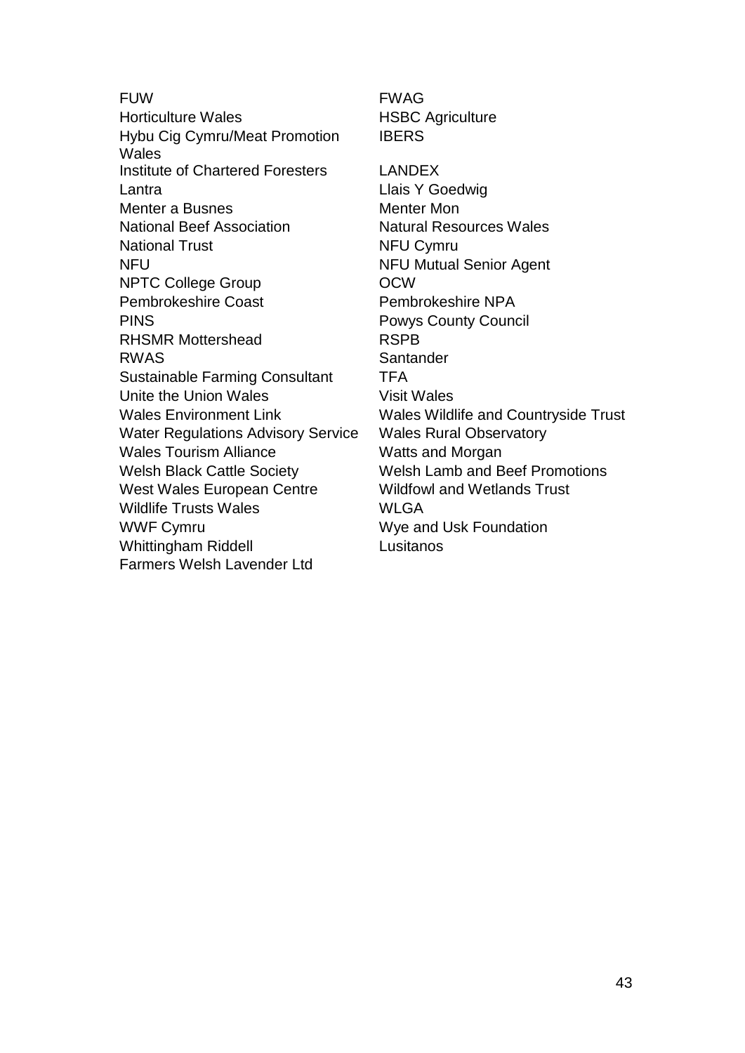FUW
FWAG
Horticulture Wales
HSBC Agriculture
Hybu Cig Cymru/Meat Promotion Wales
IBERS
Institute of Chartered Foresters
LANDEX
Lantra
Llais Y Goedwig
Menter a Busnes
Menter Mon
National Beef Association
Natural Resources Wales
National Trust
NFU Cymru
NFU
NFU Mutual Senior Agent
NPTC College Group
OCW
Pembrokeshire Coast
Pembrokeshire NPA
PINS
Powys County Council
RHSMR Mottershead
RSPB
RWAS
Santander
Sustainable Farming Consultant
TFA
Unite the Union Wales
Visit Wales
Wales Environment Link
Wales Wildlife and Countryside Trust
Water Regulations Advisory Service
Wales Rural Observatory
Wales Tourism Alliance
Watts and Morgan
Welsh Black Cattle Society
Welsh Lamb and Beef Promotions
West Wales European Centre
Wildfowl and Wetlands Trust
Wildlife Trusts Wales
WLGA
WWF Cymru
Wye and Usk Foundation
Whittingham Riddell
Lusitanos
Farmers Welsh Lavender Ltd